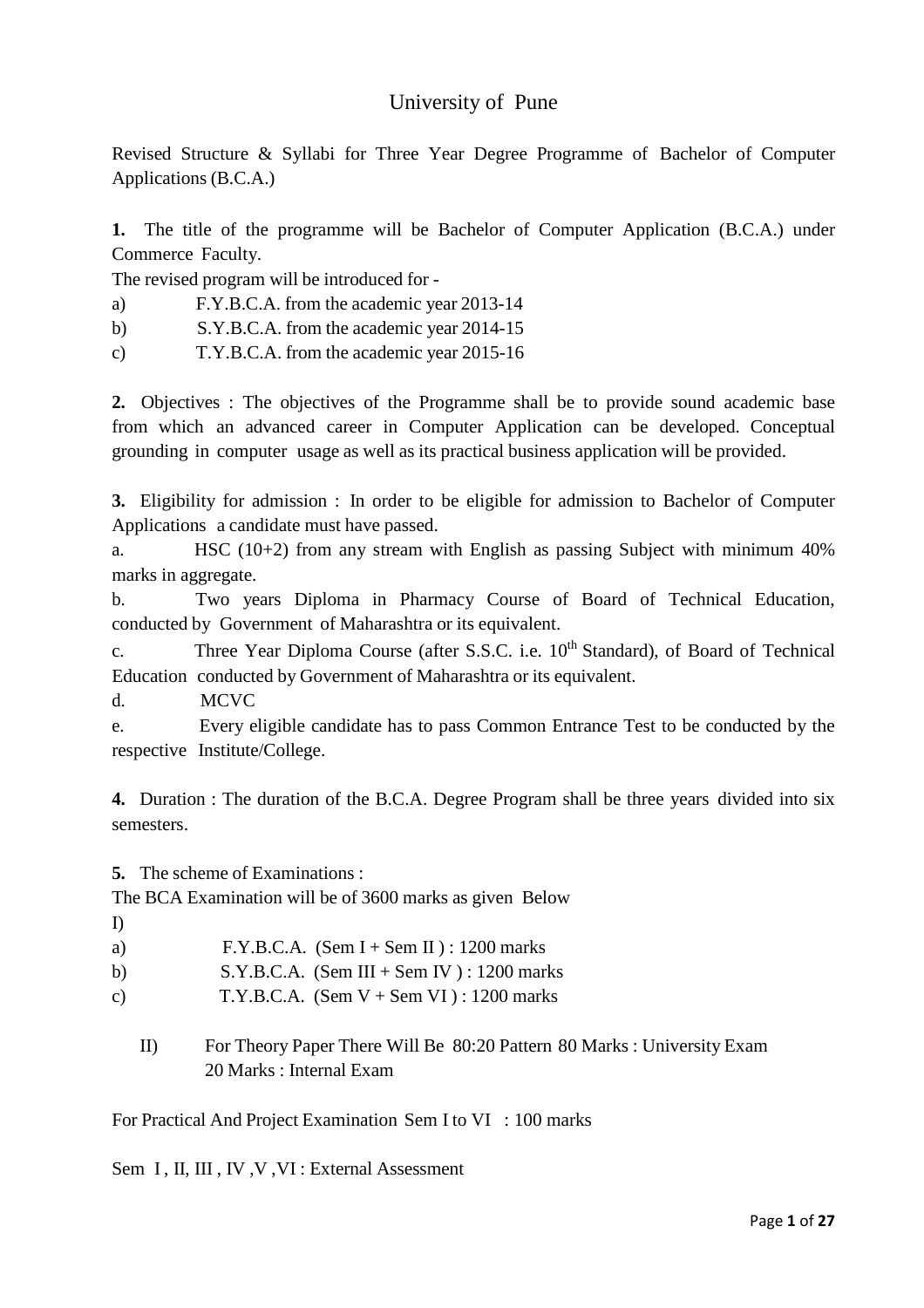# University of Pune

Revised Structure & Syllabi for Three Year Degree Programme of Bachelor of Computer Applications (B.C.A.)

**1.** The title of the programme will be Bachelor of Computer Application (B.C.A.) under Commerce Faculty.

The revised program will be introduced for -

a) F.Y.B.C.A. from the academic year 2013-14

b) S.Y.B.C.A. from the academic year 2014-15

c) T.Y.B.C.A. from the academic year 2015-16

**2.** Objectives : The objectives of the Programme shall be to provide sound academic base from which an advanced career in Computer Application can be developed. Conceptual grounding in computer usage as well as its practical business application will be provided.

**3.** Eligibility for admission : In order to be eligible for admission to Bachelor of Computer Applications a candidate must have passed.

a. HSC (10+2) from any stream with English as passing Subject with minimum 40% marks in aggregate.

b. Two years Diploma in Pharmacy Course of Board of Technical Education, conducted by Government of Maharashtra or its equivalent.

c. Three Year Diploma Course (after S.S.C. i.e. 10th Standard), of Board of Technical Education conducted by Government of Maharashtra or its equivalent.

d. MCVC

e. Every eligible candidate has to pass Common Entrance Test to be conducted by the respective Institute/College.

**4.** Duration : The duration of the B.C.A. Degree Program shall be three years divided into six semesters.

**5.** The scheme of Examinations :

The BCA Examination will be of 3600 marks as given Below

I)

a) F.Y.B.C.A. (Sem I + Sem II ) : 1200 marks

b) S.Y.B.C.A. (Sem III + Sem IV ) : 1200 marks

c) T.Y.B.C.A. (Sem V + Sem VI ) : 1200 marks

II) For Theory Paper There Will Be 80:20 Pattern 80 Marks : University Exam
20 Marks : Internal Exam

For Practical And Project Examination Sem I to VI : 100 marks

Sem I , II, III , IV ,V ,VI : External Assessment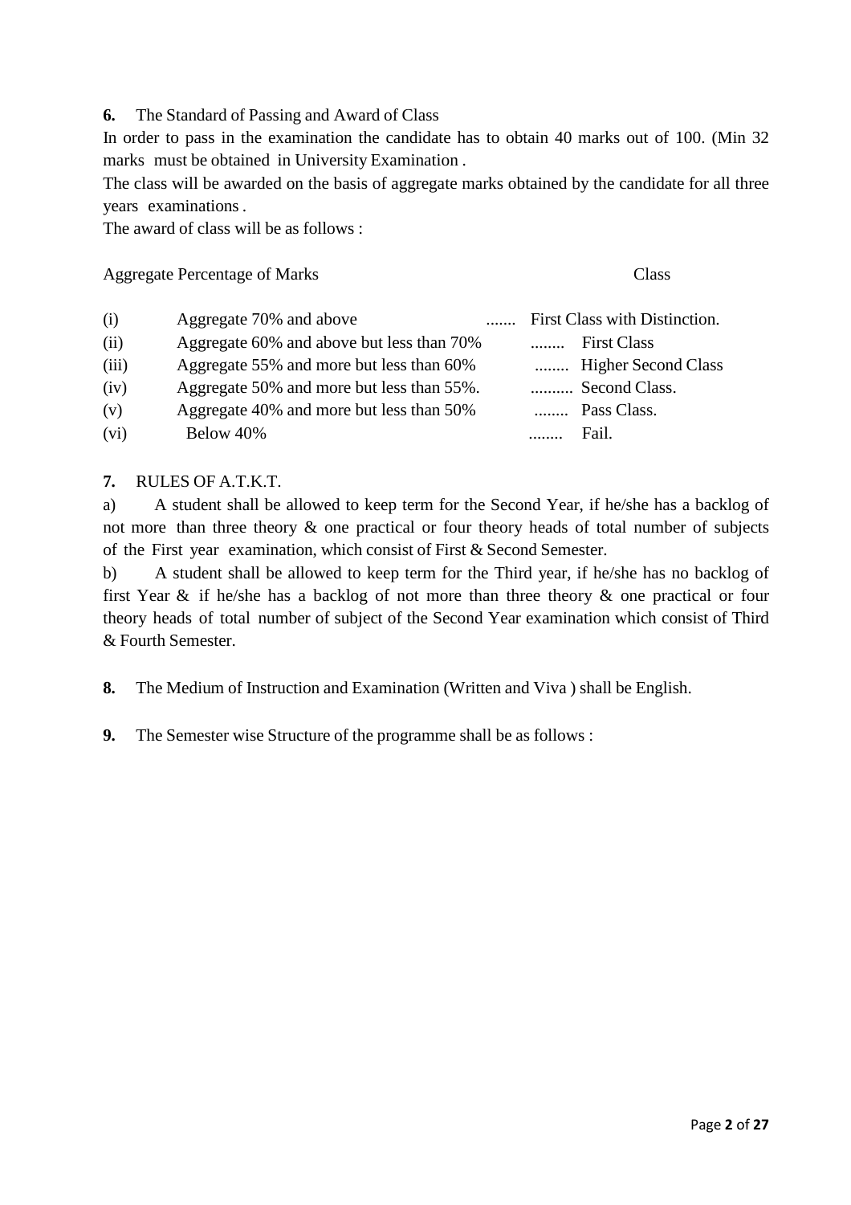**6.** The Standard of Passing and Award of Class

In order to pass in the examination the candidate has to obtain 40 marks out of 100. (Min 32 marks must be obtained in University Examination .

The class will be awarded on the basis of aggregate marks obtained by the candidate for all three years examinations .

The award of class will be as follows :

| | Aggregate Percentage of Marks | | Class |
|---|---|---|---|
| (i) | Aggregate 70% and above | ....... | First Class with Distinction. |
| (ii) | Aggregate 60% and above but less than 70% | ........ | First Class |
| (iii) | Aggregate 55% and more but less than 60% | ........ | Higher Second Class |
| (iv) | Aggregate 50% and more but less than 55%. | .......... | Second Class. |
| (v) | Aggregate 40% and more but less than 50% | ........ | Pass Class. |
| (vi) | Below 40% | ........ | Fail. |

**7.** RULES OF A.T.K.T.

a) A student shall be allowed to keep term for the Second Year, if he/she has a backlog of not more than three theory & one practical or four theory heads of total number of subjects of the First year examination, which consist of First & Second Semester.

b) A student shall be allowed to keep term for the Third year, if he/she has no backlog of first Year & if he/she has a backlog of not more than three theory & one practical or four theory heads of total number of subject of the Second Year examination which consist of Third & Fourth Semester.

**8.** The Medium of Instruction and Examination (Written and Viva ) shall be English.

**9.** The Semester wise Structure of the programme shall be as follows :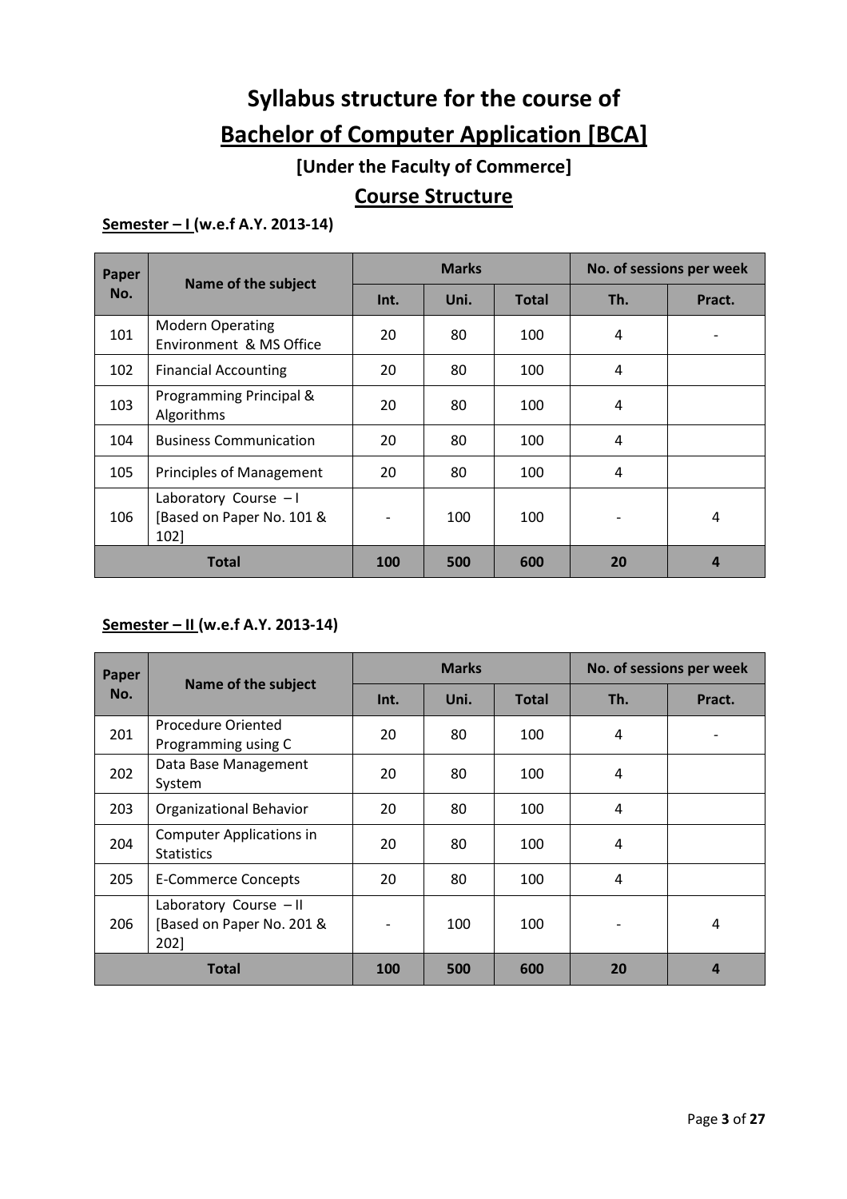# Syllabus structure for the course of

# Bachelor of Computer Application [BCA]

### [Under the Faculty of Commerce]

## Course Structure

**Semester – I (w.e.f A.Y. 2013-14)**

| Paper No. | Name of the subject | Marks | | | No. of sessions per week | |
|---|---|---|---|---|---|---|
| | | Int. | Uni. | Total | Th. | Pract. |
| 101 | Modern Operating Environment & MS Office | 20 | 80 | 100 | 4 | - |
| 102 | Financial Accounting | 20 | 80 | 100 | 4 | |
| 103 | Programming Principal & Algorithms | 20 | 80 | 100 | 4 | |
| 104 | Business Communication | 20 | 80 | 100 | 4 | |
| 105 | Principles of Management | 20 | 80 | 100 | 4 | |
| 106 | Laboratory Course – I [Based on Paper No. 101 & 102] | - | 100 | 100 | - | 4 |
| **Total** | | **100** | **500** | **600** | **20** | **4** |

**Semester – II (w.e.f A.Y. 2013-14)**

| Paper No. | Name of the subject | Marks | | | No. of sessions per week | |
|---|---|---|---|---|---|---|
| | | Int. | Uni. | Total | Th. | Pract. |
| 201 | Procedure Oriented Programming using C | 20 | 80 | 100 | 4 | - |
| 202 | Data Base Management System | 20 | 80 | 100 | 4 | |
| 203 | Organizational Behavior | 20 | 80 | 100 | 4 | |
| 204 | Computer Applications in Statistics | 20 | 80 | 100 | 4 | |
| 205 | E-Commerce Concepts | 20 | 80 | 100 | 4 | |
| 206 | Laboratory Course – II [Based on Paper No. 201 & 202] | - | 100 | 100 | - | 4 |
| **Total** | | **100** | **500** | **600** | **20** | **4** |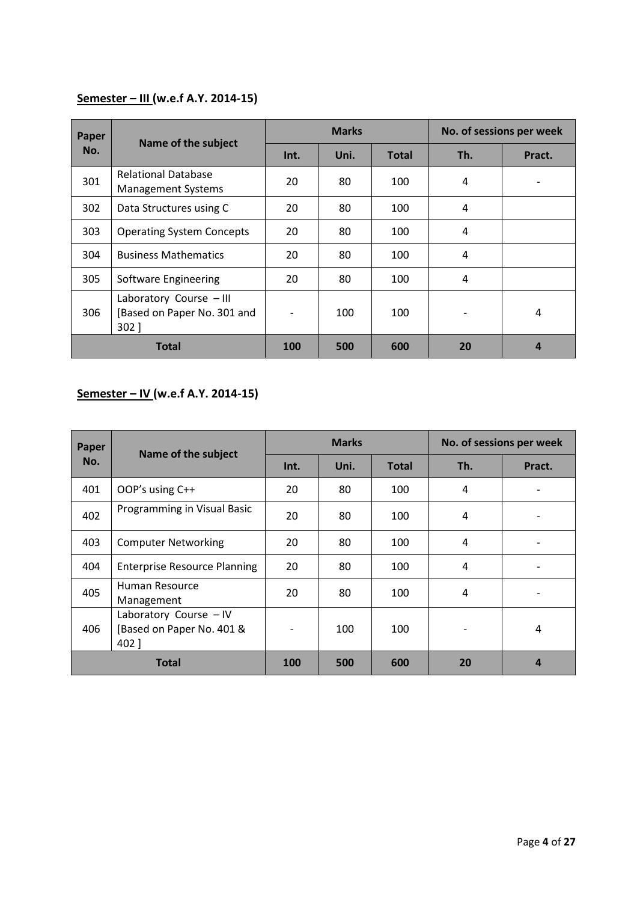**<u>Semester – III</u> (w.e.f A.Y. 2014-15)**

| Paper No. | Name of the subject | Marks | | | No. of sessions per week | |
|---|---|---|---|---|---|---|
| | | Int. | Uni. | Total | Th. | Pract. |
| 301 | Relational Database Management Systems | 20 | 80 | 100 | 4 | - |
| 302 | Data Structures using C | 20 | 80 | 100 | 4 | |
| 303 | Operating System Concepts | 20 | 80 | 100 | 4 | |
| 304 | Business Mathematics | 20 | 80 | 100 | 4 | |
| 305 | Software Engineering | 20 | 80 | 100 | 4 | |
| 306 | Laboratory Course – III [Based on Paper No. 301 and 302 ] | - | 100 | 100 | - | 4 |
| **Total** | | **100** | **500** | **600** | **20** | **4** |

**<u>Semester – IV</u> (w.e.f A.Y. 2014-15)**

| Paper No. | Name of the subject | Marks | | | No. of sessions per week | |
|---|---|---|---|---|---|---|
| | | Int. | Uni. | Total | Th. | Pract. |
| 401 | OOP's using C++ | 20 | 80 | 100 | 4 | - |
| 402 | Programming in Visual Basic | 20 | 80 | 100 | 4 | - |
| 403 | Computer Networking | 20 | 80 | 100 | 4 | - |
| 404 | Enterprise Resource Planning | 20 | 80 | 100 | 4 | - |
| 405 | Human Resource Management | 20 | 80 | 100 | 4 | - |
| 406 | Laboratory Course – IV [Based on Paper No. 401 & 402 ] | - | 100 | 100 | - | 4 |
| **Total** | | **100** | **500** | **600** | **20** | **4** |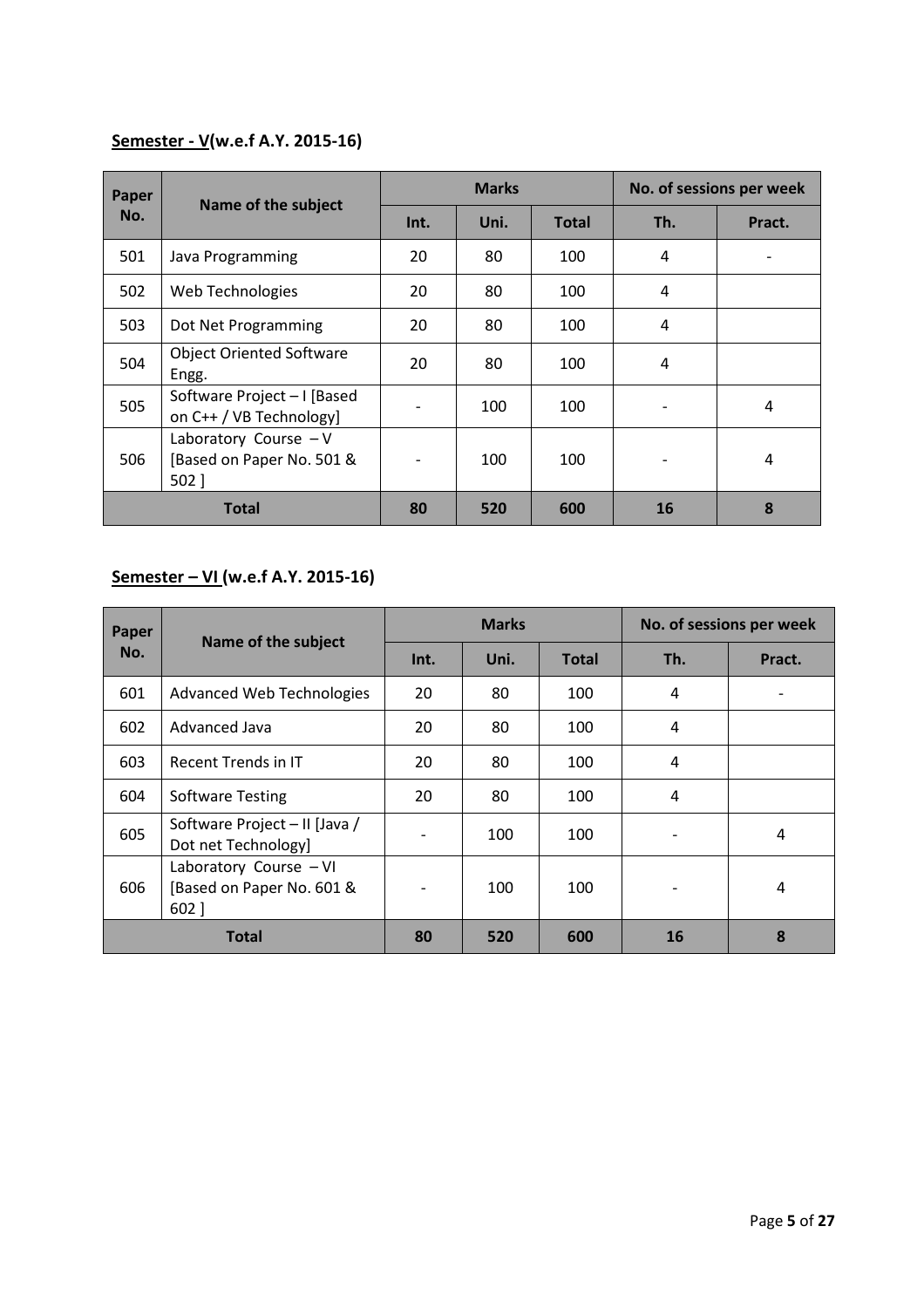**Semester - V(w.e.f A.Y. 2015-16)**

| Paper No. | Name of the subject | Marks | | | No. of sessions per week | |
|---|---|---|---|---|---|---|
| | | Int. | Uni. | Total | Th. | Pract. |
| 501 | Java Programming | 20 | 80 | 100 | 4 | - |
| 502 | Web Technologies | 20 | 80 | 100 | 4 | |
| 503 | Dot Net Programming | 20 | 80 | 100 | 4 | |
| 504 | Object Oriented Software Engg. | 20 | 80 | 100 | 4 | |
| 505 | Software Project – I [Based on C++ / VB Technology] | - | 100 | 100 | - | 4 |
| 506 | Laboratory Course – V [Based on Paper No. 501 & 502 ] | - | 100 | 100 | - | 4 |
| **Total** | | **80** | **520** | **600** | **16** | **8** |

**Semester – VI (w.e.f A.Y. 2015-16)**

| Paper No. | Name of the subject | Marks | | | No. of sessions per week | |
|---|---|---|---|---|---|---|
| | | Int. | Uni. | Total | Th. | Pract. |
| 601 | Advanced Web Technologies | 20 | 80 | 100 | 4 | - |
| 602 | Advanced Java | 20 | 80 | 100 | 4 | |
| 603 | Recent Trends in IT | 20 | 80 | 100 | 4 | |
| 604 | Software Testing | 20 | 80 | 100 | 4 | |
| 605 | Software Project – II [Java / Dot net Technology] | - | 100 | 100 | - | 4 |
| 606 | Laboratory Course – VI [Based on Paper No. 601 & 602 ] | - | 100 | 100 | - | 4 |
| **Total** | | **80** | **520** | **600** | **16** | **8** |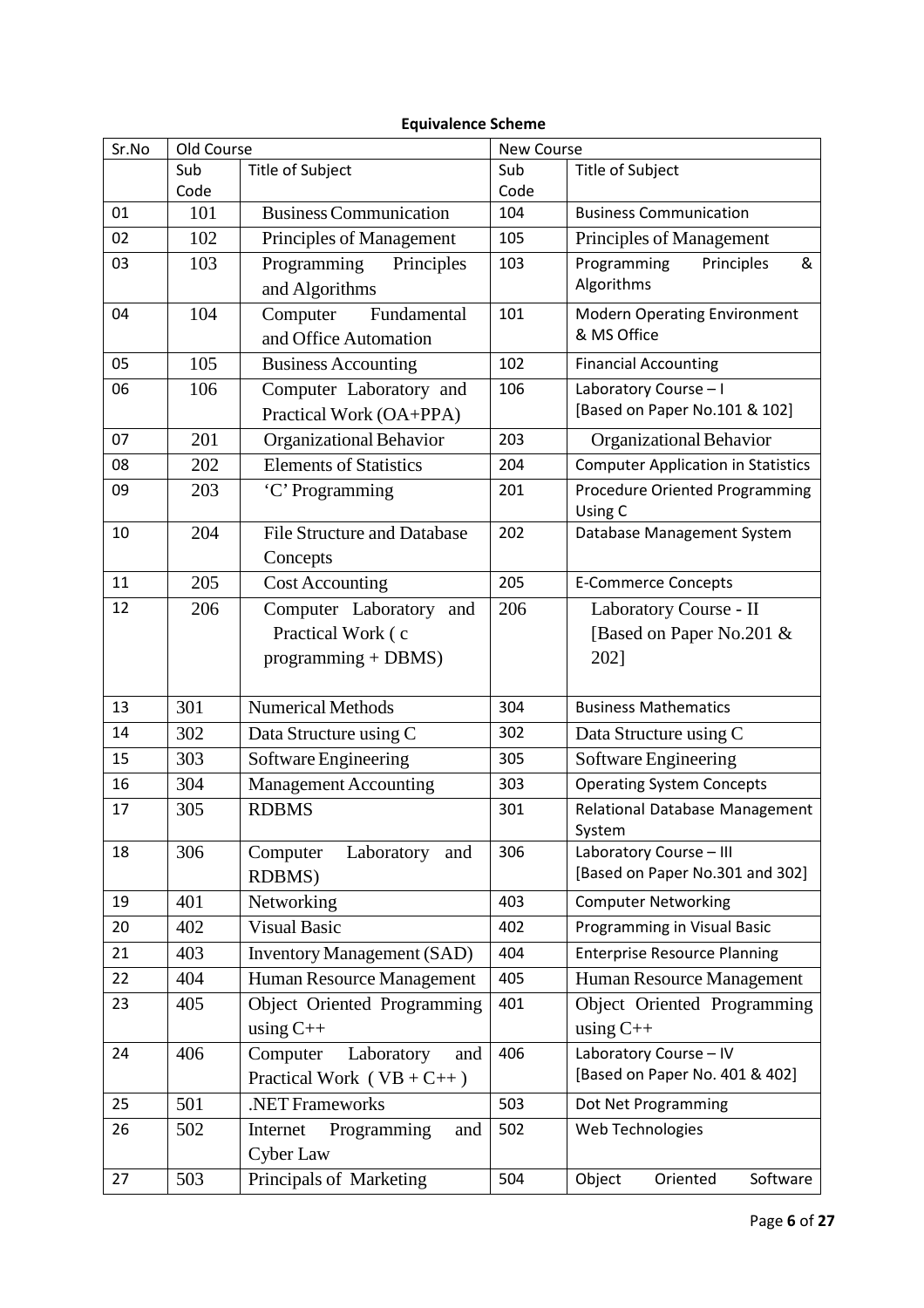**Equivalence Scheme**

| Sr.No | Old Course | | New Course | |
|---|---|---|---|---|
| | Sub Code | Title of Subject | Sub Code | Title of Subject |
| 01 | 101 | Business Communication | 104 | Business Communication |
| 02 | 102 | Principles of Management | 105 | Principles of Management |
| 03 | 103 | Programming Principles and Algorithms | 103 | Programming Principles & Algorithms |
| 04 | 104 | Computer Fundamental and Office Automation | 101 | Modern Operating Environment & MS Office |
| 05 | 105 | Business Accounting | 102 | Financial Accounting |
| 06 | 106 | Computer Laboratory and Practical Work (OA+PPA) | 106 | Laboratory Course – I [Based on Paper No.101 & 102] |
| 07 | 201 | Organizational Behavior | 203 | Organizational Behavior |
| 08 | 202 | Elements of Statistics | 204 | Computer Application in Statistics |
| 09 | 203 | 'C' Programming | 201 | Procedure Oriented Programming Using C |
| 10 | 204 | File Structure and Database Concepts | 202 | Database Management System |
| 11 | 205 | Cost Accounting | 205 | E-Commerce Concepts |
| 12 | 206 | Computer Laboratory and Practical Work ( c programming + DBMS) | 206 | Laboratory Course - II [Based on Paper No.201 & 202] |
| 13 | 301 | Numerical Methods | 304 | Business Mathematics |
| 14 | 302 | Data Structure using C | 302 | Data Structure using C |
| 15 | 303 | Software Engineering | 305 | Software Engineering |
| 16 | 304 | Management Accounting | 303 | Operating System Concepts |
| 17 | 305 | RDBMS | 301 | Relational Database Management System |
| 18 | 306 | Computer Laboratory and RDBMS) | 306 | Laboratory Course – III [Based on Paper No.301 and 302] |
| 19 | 401 | Networking | 403 | Computer Networking |
| 20 | 402 | Visual Basic | 402 | Programming in Visual Basic |
| 21 | 403 | Inventory Management (SAD) | 404 | Enterprise Resource Planning |
| 22 | 404 | Human Resource Management | 405 | Human Resource Management |
| 23 | 405 | Object Oriented Programming using C++ | 401 | Object Oriented Programming using C++ |
| 24 | 406 | Computer Laboratory and Practical Work ( VB + C++ ) | 406 | Laboratory Course – IV [Based on Paper No. 401 & 402] |
| 25 | 501 | .NET Frameworks | 503 | Dot Net Programming |
| 26 | 502 | Internet Programming and Cyber Law | 502 | Web Technologies |
| 27 | 503 | Principals of Marketing | 504 | Object Oriented Software |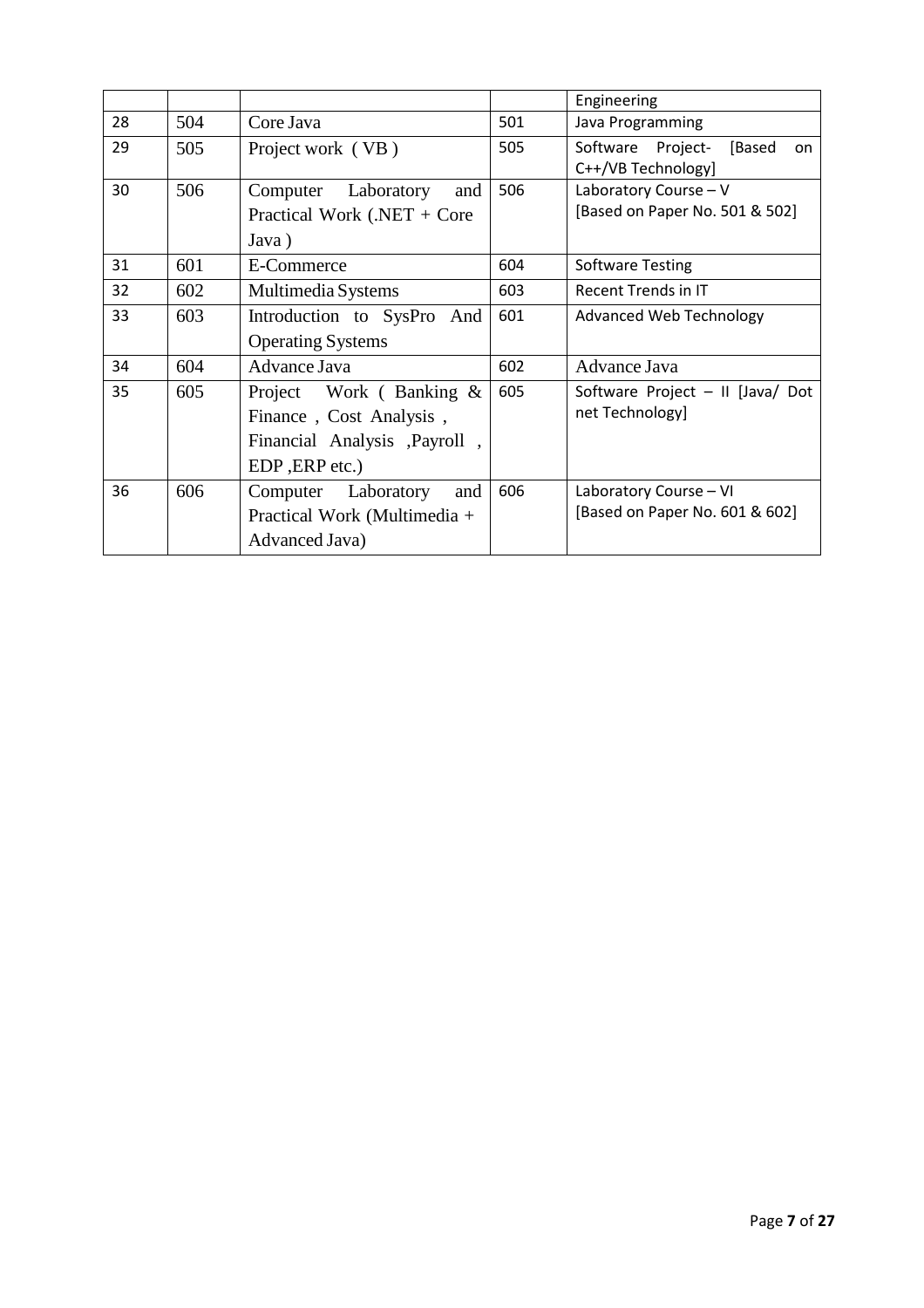|  |  |  |  | Engineering |
|---|---|---|---|---|
| 28 | 504 | Core Java | 501 | Java Programming |
| 29 | 505 | Project work ( VB ) | 505 | Software Project- [Based on C++/VB Technology] |
| 30 | 506 | Computer Laboratory and Practical Work (.NET + Core Java ) | 506 | Laboratory Course – V [Based on Paper No. 501 & 502] |
| 31 | 601 | E-Commerce | 604 | Software Testing |
| 32 | 602 | Multimedia Systems | 603 | Recent Trends in IT |
| 33 | 603 | Introduction to SysPro And Operating Systems | 601 | Advanced Web Technology |
| 34 | 604 | Advance Java | 602 | Advance Java |
| 35 | 605 | Project Work ( Banking & Finance , Cost Analysis , Financial Analysis ,Payroll , EDP ,ERP etc.) | 605 | Software Project – II [Java/ Dot net Technology] |
| 36 | 606 | Computer Laboratory and Practical Work (Multimedia + Advanced Java) | 606 | Laboratory Course – VI [Based on Paper No. 601 & 602] |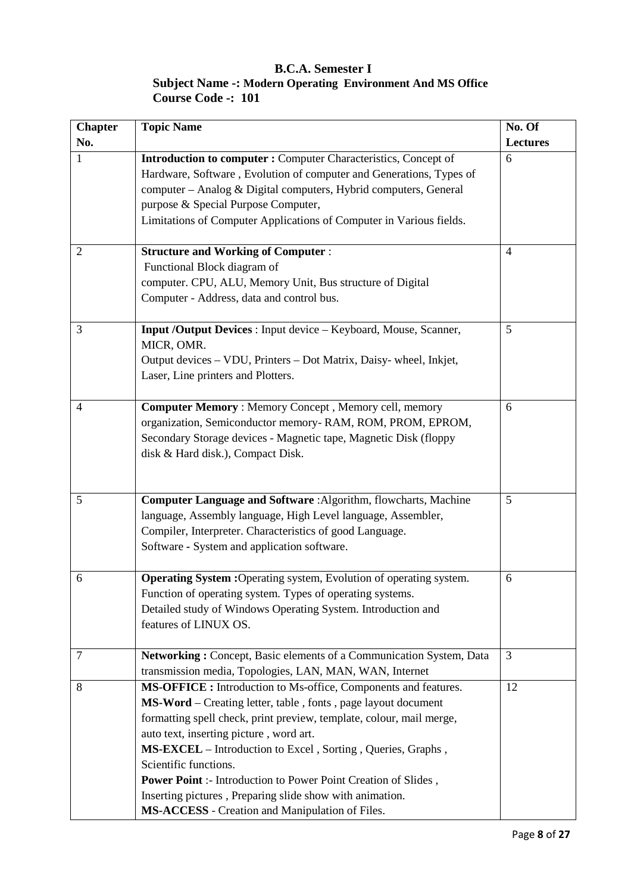**B.C.A. Semester I**

**Subject Name -: Modern Operating Environment And MS Office**

**Course Code -: 101**

| Chapter No. | Topic Name | No. Of Lectures |
|---|---|---|
| 1 | **Introduction to computer :** Computer Characteristics, Concept of Hardware, Software , Evolution of computer and Generations, Types of computer – Analog & Digital computers, Hybrid computers, General purpose & Special Purpose Computer, Limitations of Computer Applications of Computer in Various fields. | 6 |
| 2 | **Structure and Working of Computer** : Functional Block diagram of computer. CPU, ALU, Memory Unit, Bus structure of Digital Computer - Address, data and control bus. | 4 |
| 3 | **Input /Output Devices** : Input device – Keyboard, Mouse, Scanner, MICR, OMR. Output devices – VDU, Printers – Dot Matrix, Daisy- wheel, Inkjet, Laser, Line printers and Plotters. | 5 |
| 4 | **Computer Memory** : Memory Concept , Memory cell, memory organization, Semiconductor memory- RAM, ROM, PROM, EPROM, Secondary Storage devices - Magnetic tape, Magnetic Disk (floppy disk & Hard disk.), Compact Disk. | 6 |
| 5 | **Computer Language and Software** :Algorithm, flowcharts, Machine language, Assembly language, High Level language, Assembler, Compiler, Interpreter. Characteristics of good Language. Software **-** System and application software. | 5 |
| 6 | **Operating System :**Operating system, Evolution of operating system. Function of operating system. Types of operating systems. Detailed study of Windows Operating System. Introduction and features of LINUX OS. | 6 |
| 7 | **Networking :** Concept, Basic elements of a Communication System, Data transmission media, Topologies, LAN, MAN, WAN, Internet | 3 |
| 8 | **MS-OFFICE :** Introduction to Ms-office, Components and features. **MS-Word** – Creating letter, table , fonts , page layout document formatting spell check, print preview, template, colour, mail merge, auto text, inserting picture , word art. **MS-EXCEL** – Introduction to Excel , Sorting , Queries, Graphs , Scientific functions. **Power Point** :- Introduction to Power Point Creation of Slides , Inserting pictures , Preparing slide show with animation. **MS-ACCESS** - Creation and Manipulation of Files. | 12 |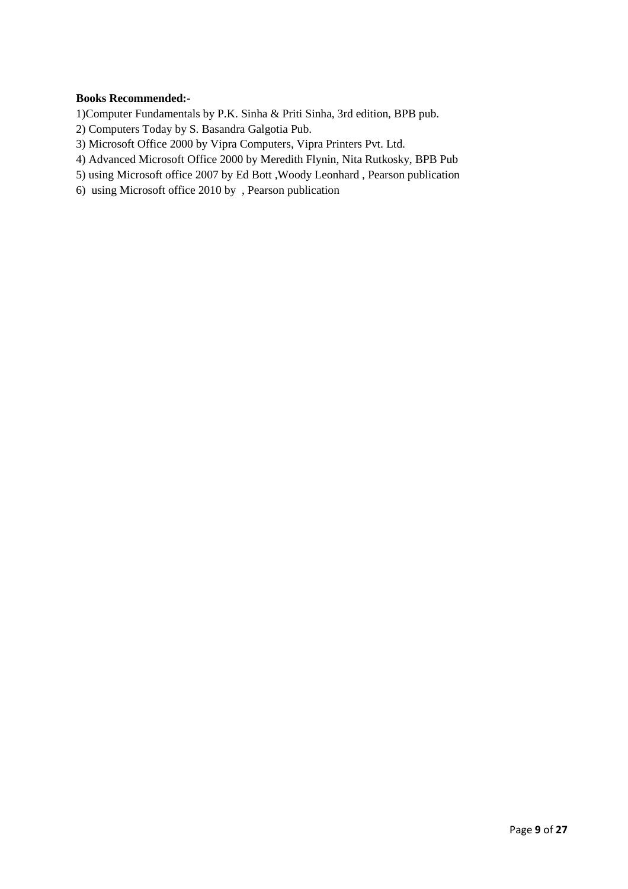**Books Recommended:-**

1)Computer Fundamentals by P.K. Sinha & Priti Sinha, 3rd edition, BPB pub.

2) Computers Today by S. Basandra Galgotia Pub.

3) Microsoft Office 2000 by Vipra Computers, Vipra Printers Pvt. Ltd.

4) Advanced Microsoft Office 2000 by Meredith Flynin, Nita Rutkosky, BPB Pub

5) using Microsoft office 2007 by Ed Bott ,Woody Leonhard , Pearson publication

6) using Microsoft office 2010 by , Pearson publication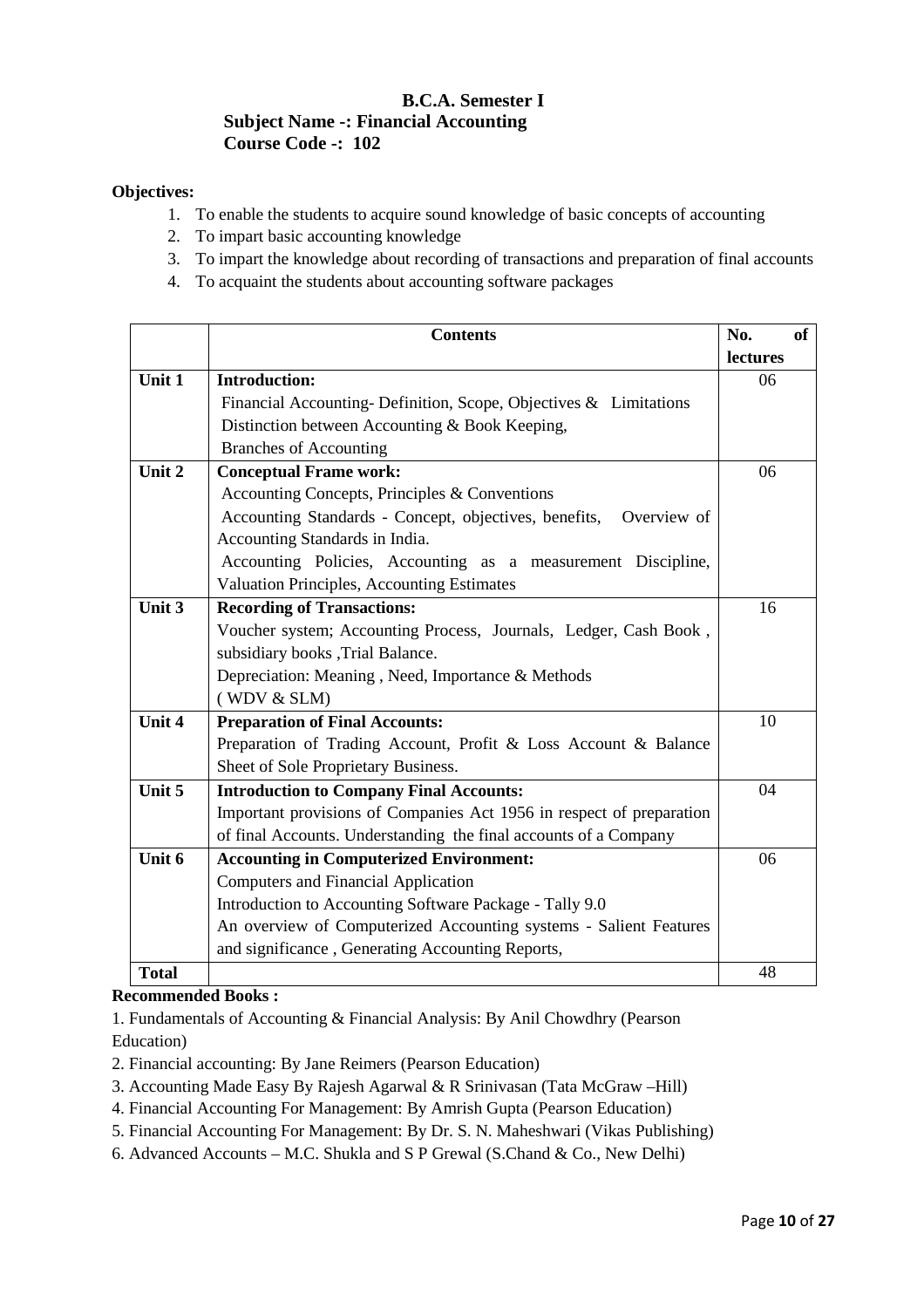## B.C.A. Semester I

### Subject Name -: Financial Accounting

### Course Code -: 102

**Objectives:**

1. To enable the students to acquire sound knowledge of basic concepts of accounting
2. To impart basic accounting knowledge
3. To impart the knowledge about recording of transactions and preparation of final accounts
4. To acquaint the students about accounting software packages

| | Contents | No. of lectures |
|---|---|---|
| **Unit 1** | **Introduction:**<br>Financial Accounting- Definition, Scope, Objectives & Limitations<br>Distinction between Accounting & Book Keeping,<br>Branches of Accounting | 06 |
| **Unit 2** | **Conceptual Frame work:**<br>Accounting Concepts, Principles & Conventions<br>Accounting Standards - Concept, objectives, benefits, Overview of Accounting Standards in India.<br>Accounting Policies, Accounting as a measurement Discipline, Valuation Principles, Accounting Estimates | 06 |
| **Unit 3** | **Recording of Transactions:**<br>Voucher system; Accounting Process, Journals, Ledger, Cash Book , subsidiary books ,Trial Balance.<br>Depreciation: Meaning , Need, Importance & Methods ( WDV & SLM) | 16 |
| **Unit 4** | **Preparation of Final Accounts:**<br>Preparation of Trading Account, Profit & Loss Account & Balance Sheet of Sole Proprietary Business. | 10 |
| **Unit 5** | **Introduction to Company Final Accounts:**<br>Important provisions of Companies Act 1956 in respect of preparation of final Accounts. Understanding the final accounts of a Company | 04 |
| **Unit 6** | **Accounting in Computerized Environment:**<br>Computers and Financial Application<br>Introduction to Accounting Software Package - Tally 9.0<br>An overview of Computerized Accounting systems - Salient Features and significance , Generating Accounting Reports, | 06 |
| **Total** | | 48 |

**Recommended Books :**

1. Fundamentals of Accounting & Financial Analysis: By Anil Chowdhry (Pearson Education)
2. Financial accounting: By Jane Reimers (Pearson Education)
3. Accounting Made Easy By Rajesh Agarwal & R Srinivasan (Tata McGraw –Hill)
4. Financial Accounting For Management: By Amrish Gupta (Pearson Education)
5. Financial Accounting For Management: By Dr. S. N. Maheshwari (Vikas Publishing)
6. Advanced Accounts – M.C. Shukla and S P Grewal (S.Chand & Co., New Delhi)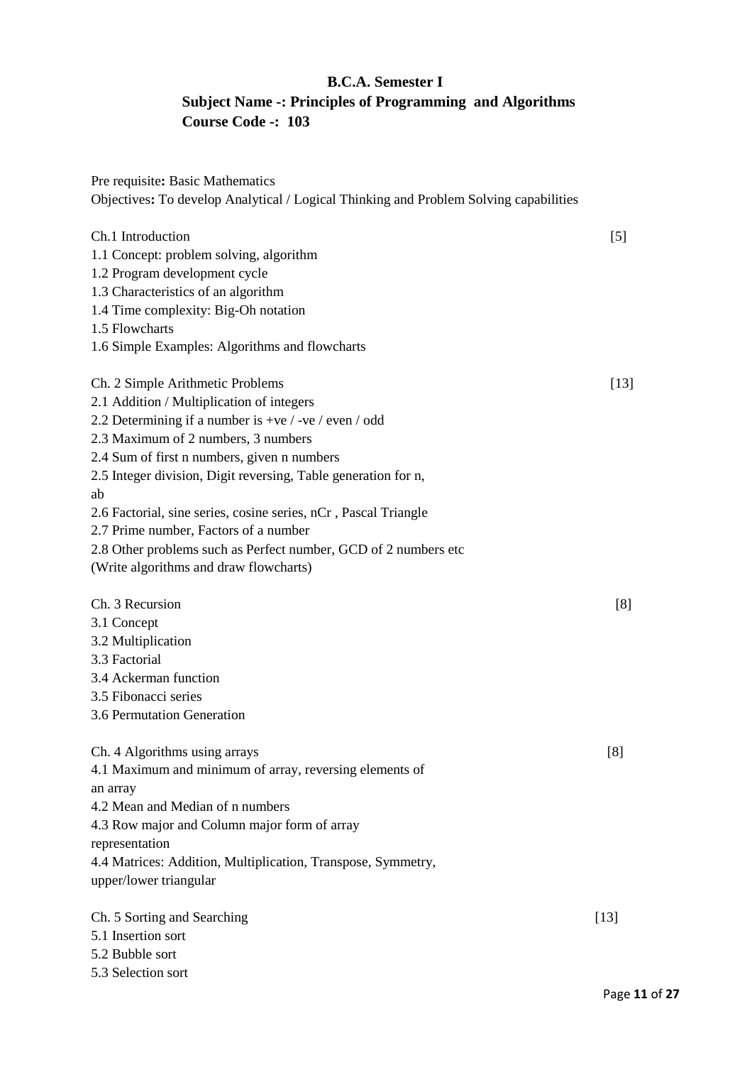**B.C.A. Semester I**

**Subject Name -: Principles of Programming and Algorithms**

**Course Code -: 103**

Pre requisite**:** Basic Mathematics

Objectives**:** To develop Analytical / Logical Thinking and Problem Solving capabilities

Ch.1 Introduction [5]

1.1 Concept: problem solving, algorithm
1.2 Program development cycle
1.3 Characteristics of an algorithm
1.4 Time complexity: Big-Oh notation
1.5 Flowcharts
1.6 Simple Examples: Algorithms and flowcharts

Ch. 2 Simple Arithmetic Problems [13]

2.1 Addition / Multiplication of integers
2.2 Determining if a number is +ve / -ve / even / odd
2.3 Maximum of 2 numbers, 3 numbers
2.4 Sum of first n numbers, given n numbers
2.5 Integer division, Digit reversing, Table generation for n, ab
2.6 Factorial, sine series, cosine series, nCr , Pascal Triangle
2.7 Prime number, Factors of a number
2.8 Other problems such as Perfect number, GCD of 2 numbers etc
(Write algorithms and draw flowcharts)

Ch. 3 Recursion [8]

3.1 Concept
3.2 Multiplication
3.3 Factorial
3.4 Ackerman function
3.5 Fibonacci series
3.6 Permutation Generation

Ch. 4 Algorithms using arrays [8]

4.1 Maximum and minimum of array, reversing elements of an array
4.2 Mean and Median of n numbers
4.3 Row major and Column major form of array representation
4.4 Matrices: Addition, Multiplication, Transpose, Symmetry, upper/lower triangular

Ch. 5 Sorting and Searching [13]

5.1 Insertion sort
5.2 Bubble sort
5.3 Selection sort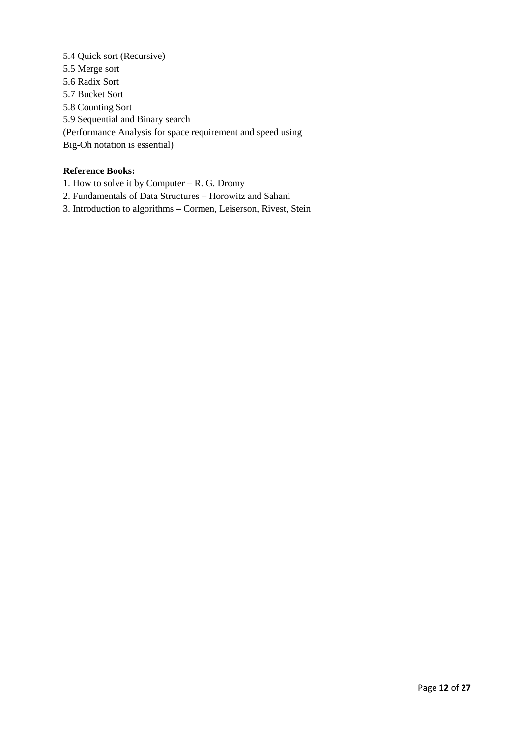5.4 Quick sort (Recursive)
5.5 Merge sort
5.6 Radix Sort
5.7 Bucket Sort
5.8 Counting Sort
5.9 Sequential and Binary search
(Performance Analysis for space requirement and speed using Big-Oh notation is essential)

**Reference Books:**

1. How to solve it by Computer – R. G. Dromy
2. Fundamentals of Data Structures – Horowitz and Sahani
3. Introduction to algorithms – Cormen, Leiserson, Rivest, Stein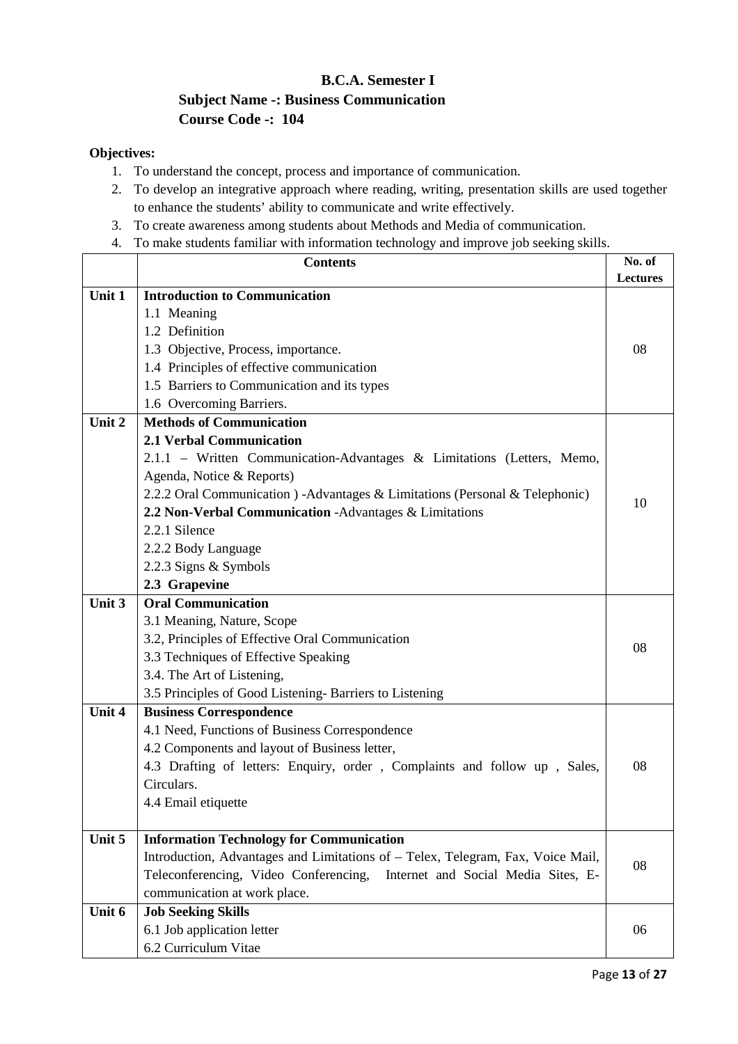### B.C.A. Semester I

### Subject Name -: Business Communication

### Course Code -: 104

**Objectives:**

1. To understand the concept, process and importance of communication.
2. To develop an integrative approach where reading, writing, presentation skills are used together to enhance the students' ability to communicate and write effectively.
3. To create awareness among students about Methods and Media of communication.
4. To make students familiar with information technology and improve job seeking skills.

| | Contents | No. of Lectures |
|---|---|---|
| Unit 1 | **Introduction to Communication**<br>1.1 Meaning<br>1.2 Definition<br>1.3 Objective, Process, importance.<br>1.4 Principles of effective communication<br>1.5 Barriers to Communication and its types<br>1.6 Overcoming Barriers. | 08 |
| Unit 2 | **Methods of Communication**<br>**2.1 Verbal Communication**<br>2.1.1 – Written Communication-Advantages & Limitations (Letters, Memo, Agenda, Notice & Reports)<br>2.2.2 Oral Communication ) -Advantages & Limitations (Personal & Telephonic)<br>**2.2 Non-Verbal Communication** -Advantages & Limitations<br>2.2.1 Silence<br>2.2.2 Body Language<br>2.2.3 Signs & Symbols<br>**2.3 Grapevine** | 10 |
| Unit 3 | **Oral Communication**<br>3.1 Meaning, Nature, Scope<br>3.2, Principles of Effective Oral Communication<br>3.3 Techniques of Effective Speaking<br>3.4. The Art of Listening,<br>3.5 Principles of Good Listening- Barriers to Listening | 08 |
| Unit 4 | **Business Correspondence**<br>4.1 Need, Functions of Business Correspondence<br>4.2 Components and layout of Business letter,<br>4.3 Drafting of letters: Enquiry, order , Complaints and follow up , Sales, Circulars.<br>4.4 Email etiquette | 08 |
| Unit 5 | **Information Technology for Communication**<br>Introduction, Advantages and Limitations of – Telex, Telegram, Fax, Voice Mail, Teleconferencing, Video Conferencing, Internet and Social Media Sites, E-communication at work place. | 08 |
| Unit 6 | **Job Seeking Skills**<br>6.1 Job application letter<br>6.2 Curriculum Vitae | 06 |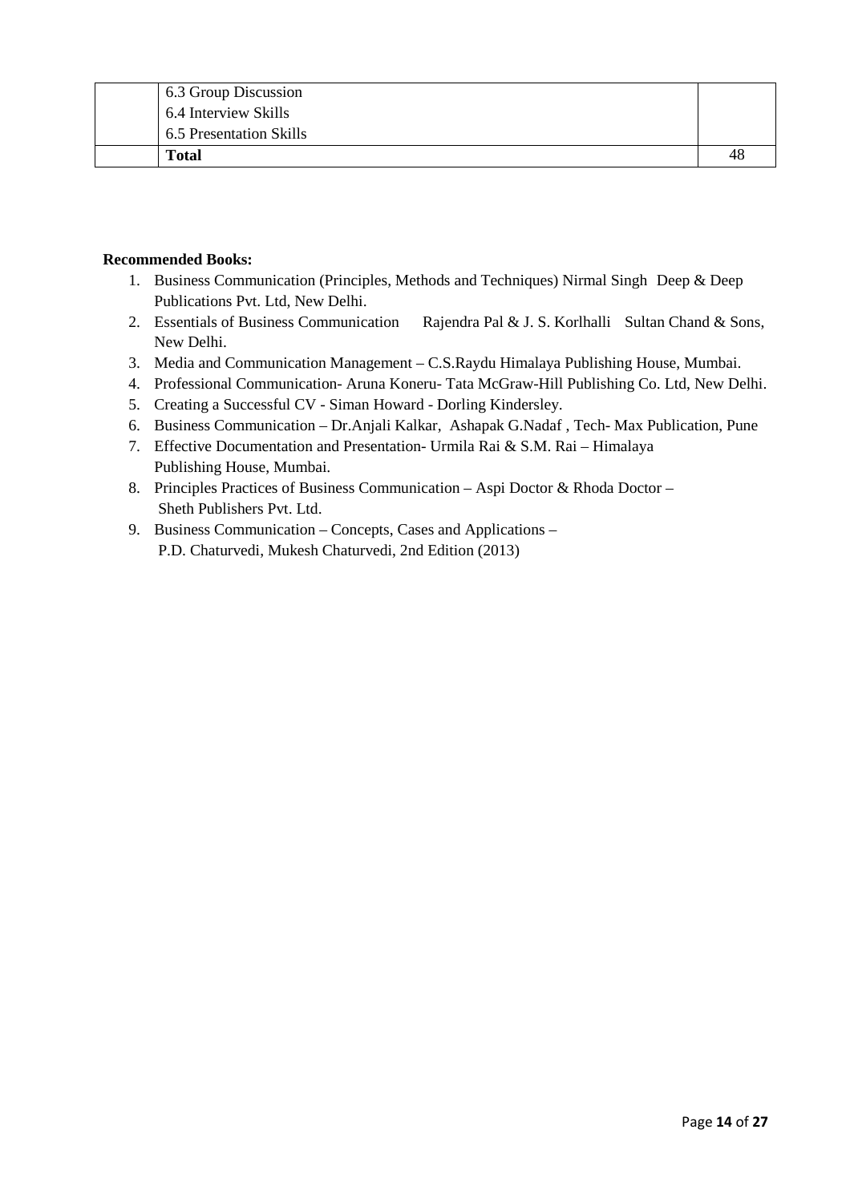| | | |
|---|---|---|
| | 6.3 Group Discussion<br>6.4 Interview Skills<br>6.5 Presentation Skills | |
| | **Total** | 48 |

**Recommended Books:**

1. Business Communication (Principles, Methods and Techniques) Nirmal Singh Deep & Deep Publications Pvt. Ltd, New Delhi.
2. Essentials of Business Communication Rajendra Pal & J. S. Korlhalli Sultan Chand & Sons, New Delhi.
3. Media and Communication Management – C.S.Raydu Himalaya Publishing House, Mumbai.
4. Professional Communication- Aruna Koneru- Tata McGraw-Hill Publishing Co. Ltd, New Delhi.
5. Creating a Successful CV - Siman Howard - Dorling Kindersley.
6. Business Communication – Dr.Anjali Kalkar, Ashapak G.Nadaf , Tech- Max Publication, Pune
7. Effective Documentation and Presentation- Urmila Rai & S.M. Rai – Himalaya Publishing House, Mumbai.
8. Principles Practices of Business Communication – Aspi Doctor & Rhoda Doctor – Sheth Publishers Pvt. Ltd.
9. Business Communication – Concepts, Cases and Applications – P.D. Chaturvedi, Mukesh Chaturvedi, 2nd Edition (2013)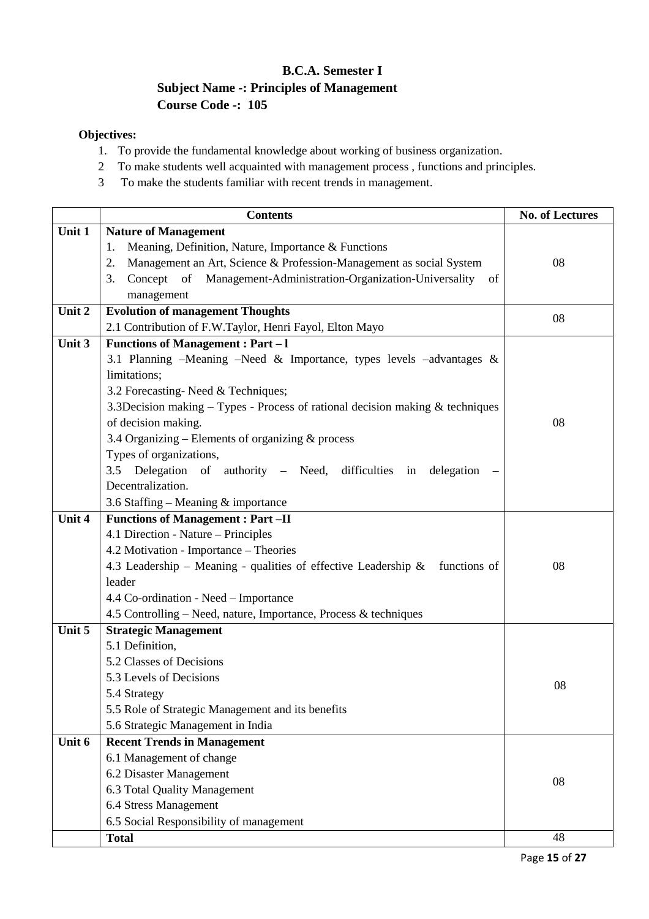# B.C.A. Semester I

**Subject Name -: Principles of Management**

**Course Code -: 105**

**Objectives:**

1. To provide the fundamental knowledge about working of business organization.
2. To make students well acquainted with management process , functions and principles.
3. To make the students familiar with recent trends in management.

| | Contents | No. of Lectures |
|---|---|---|
| Unit 1 | **Nature of Management**<br>1. Meaning, Definition, Nature, Importance & Functions<br>2. Management an Art, Science & Profession-Management as social System<br>3. Concept of Management-Administration-Organization-Universality of management | 08 |
| Unit 2 | **Evolution of management Thoughts**<br>2.1 Contribution of F.W.Taylor, Henri Fayol, Elton Mayo | 08 |
| Unit 3 | **Functions of Management : Part – l**<br>3.1 Planning –Meaning –Need & Importance, types levels –advantages & limitations;<br>3.2 Forecasting- Need & Techniques;<br>3.3Decision making – Types - Process of rational decision making & techniques of decision making.<br>3.4 Organizing – Elements of organizing & process<br>Types of organizations,<br>3.5 Delegation of authority – Need, difficulties in delegation – Decentralization.<br>3.6 Staffing – Meaning & importance | 08 |
| Unit 4 | **Functions of Management : Part –II**<br>4.1 Direction - Nature – Principles<br>4.2 Motivation - Importance – Theories<br>4.3 Leadership – Meaning - qualities of effective Leadership & functions of leader<br>4.4 Co-ordination - Need – Importance<br>4.5 Controlling – Need, nature, Importance, Process & techniques | 08 |
| Unit 5 | **Strategic Management**<br>5.1 Definition,<br>5.2 Classes of Decisions<br>5.3 Levels of Decisions<br>5.4 Strategy<br>5.5 Role of Strategic Management and its benefits<br>5.6 Strategic Management in India | 08 |
| Unit 6 | **Recent Trends in Management**<br>6.1 Management of change<br>6.2 Disaster Management<br>6.3 Total Quality Management<br>6.4 Stress Management<br>6.5 Social Responsibility of management | 08 |
| | **Total** | 48 |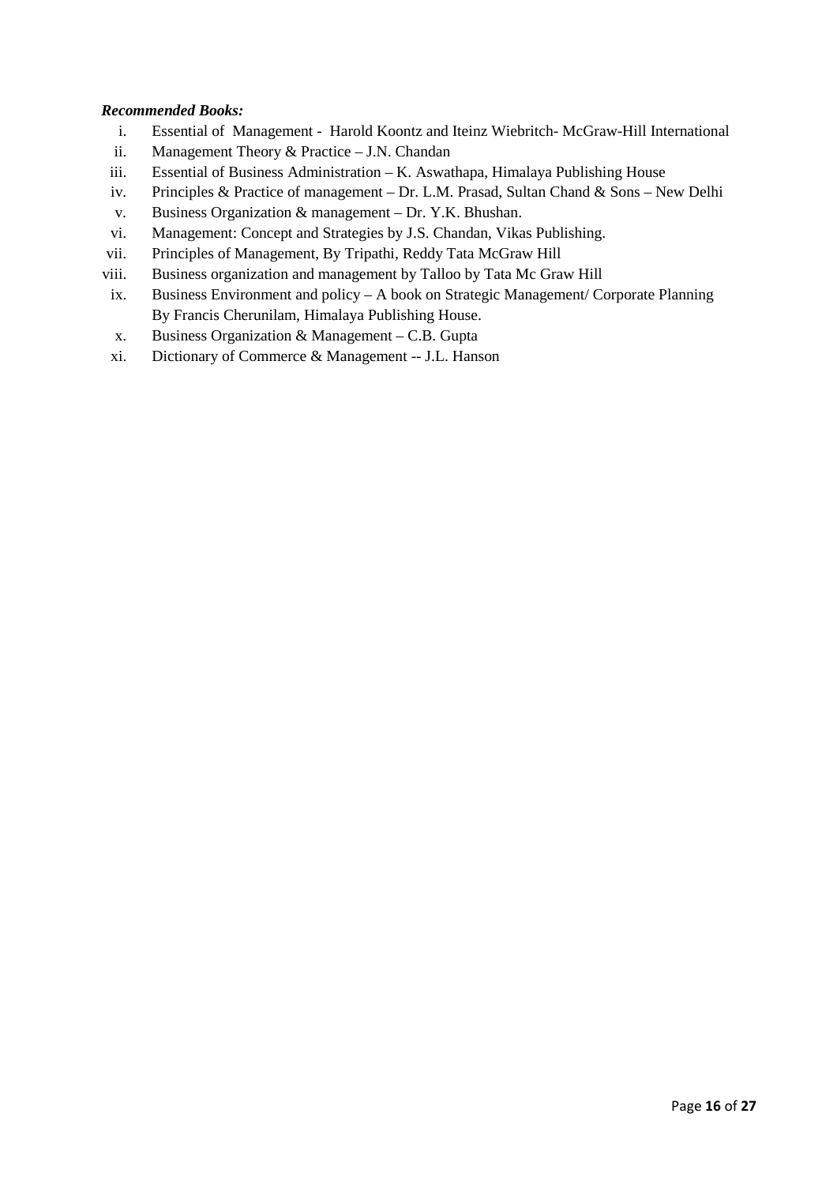***Recommended Books:***

1. Essential of Management - Harold Koontz and Iteinz Wiebritch- McGraw-Hill International
2. Management Theory & Practice – J.N. Chandan
3. Essential of Business Administration – K. Aswathapa, Himalaya Publishing House
4. Principles & Practice of management – Dr. L.M. Prasad, Sultan Chand & Sons – New Delhi
5. Business Organization & management – Dr. Y.K. Bhushan.
6. Management: Concept and Strategies by J.S. Chandan, Vikas Publishing.
7. Principles of Management, By Tripathi, Reddy Tata McGraw Hill
8. Business organization and management by Talloo by Tata Mc Graw Hill
9. Business Environment and policy – A book on Strategic Management/ Corporate Planning By Francis Cherunilam, Himalaya Publishing House.
10. Business Organization & Management – C.B. Gupta
11. Dictionary of Commerce & Management -- J.L. Hanson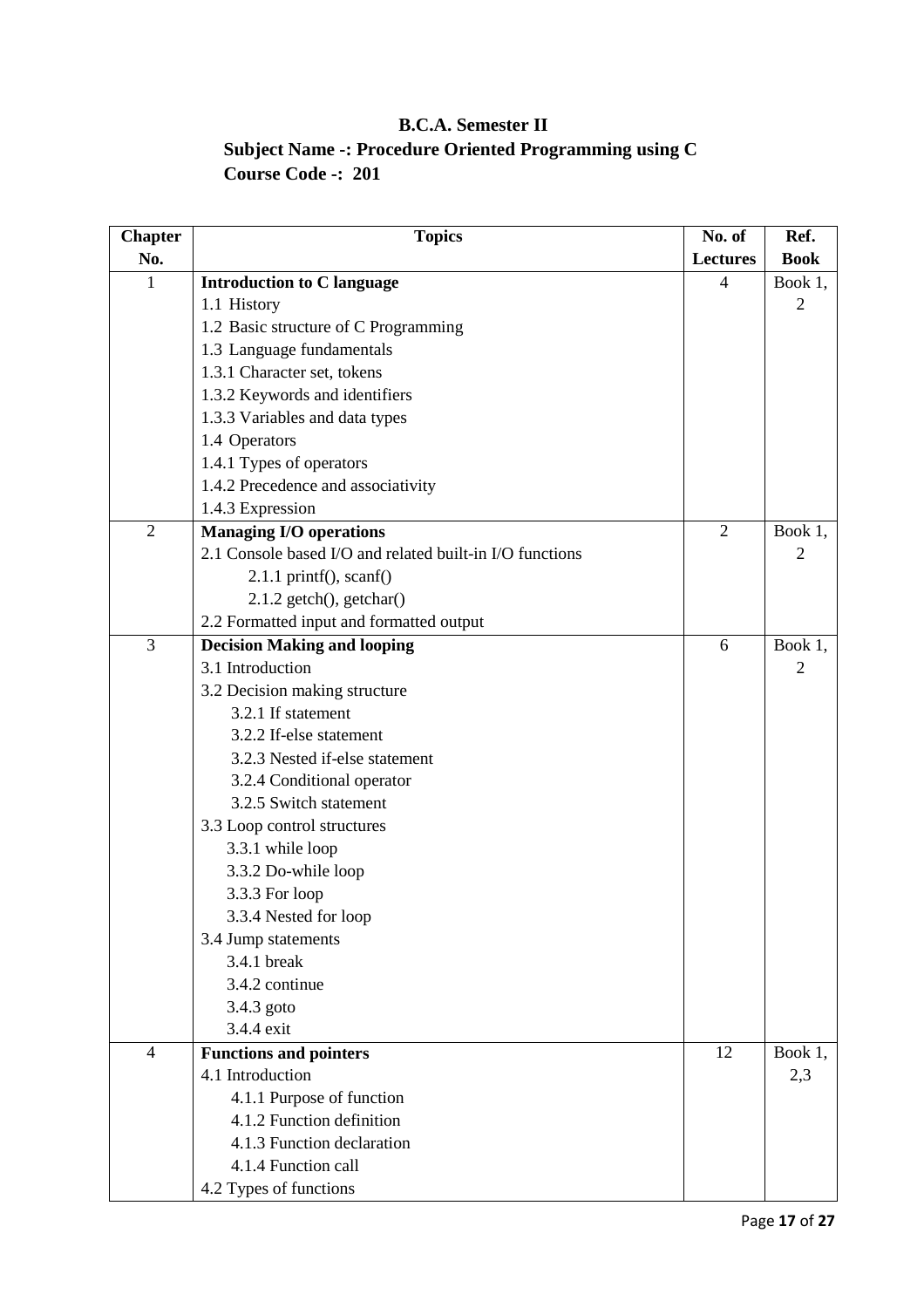**B.C.A. Semester II**

**Subject Name -: Procedure Oriented Programming using C**

**Course Code -: 201**

| Chapter No. | Topics | No. of Lectures | Ref. Book |
|---|---|---|---|
| 1 | **Introduction to C language**<br>1.1 History<br>1.2 Basic structure of C Programming<br>1.3 Language fundamentals<br>1.3.1 Character set, tokens<br>1.3.2 Keywords and identifiers<br>1.3.3 Variables and data types<br>1.4 Operators<br>1.4.1 Types of operators<br>1.4.2 Precedence and associativity<br>1.4.3 Expression | 4 | Book 1, 2 |
| 2 | **Managing I/O operations**<br>2.1 Console based I/O and related built-in I/O functions<br>2.1.1 printf(), scanf()<br>2.1.2 getch(), getchar()<br>2.2 Formatted input and formatted output | 2 | Book 1, 2 |
| 3 | **Decision Making and looping**<br>3.1 Introduction<br>3.2 Decision making structure<br>3.2.1 If statement<br>3.2.2 If-else statement<br>3.2.3 Nested if-else statement<br>3.2.4 Conditional operator<br>3.2.5 Switch statement<br>3.3 Loop control structures<br>3.3.1 while loop<br>3.3.2 Do-while loop<br>3.3.3 For loop<br>3.3.4 Nested for loop<br>3.4 Jump statements<br>3.4.1 break<br>3.4.2 continue<br>3.4.3 goto<br>3.4.4 exit | 6 | Book 1, 2 |
| 4 | **Functions and pointers**<br>4.1 Introduction<br>4.1.1 Purpose of function<br>4.1.2 Function definition<br>4.1.3 Function declaration<br>4.1.4 Function call<br>4.2 Types of functions | 12 | Book 1, 2,3 |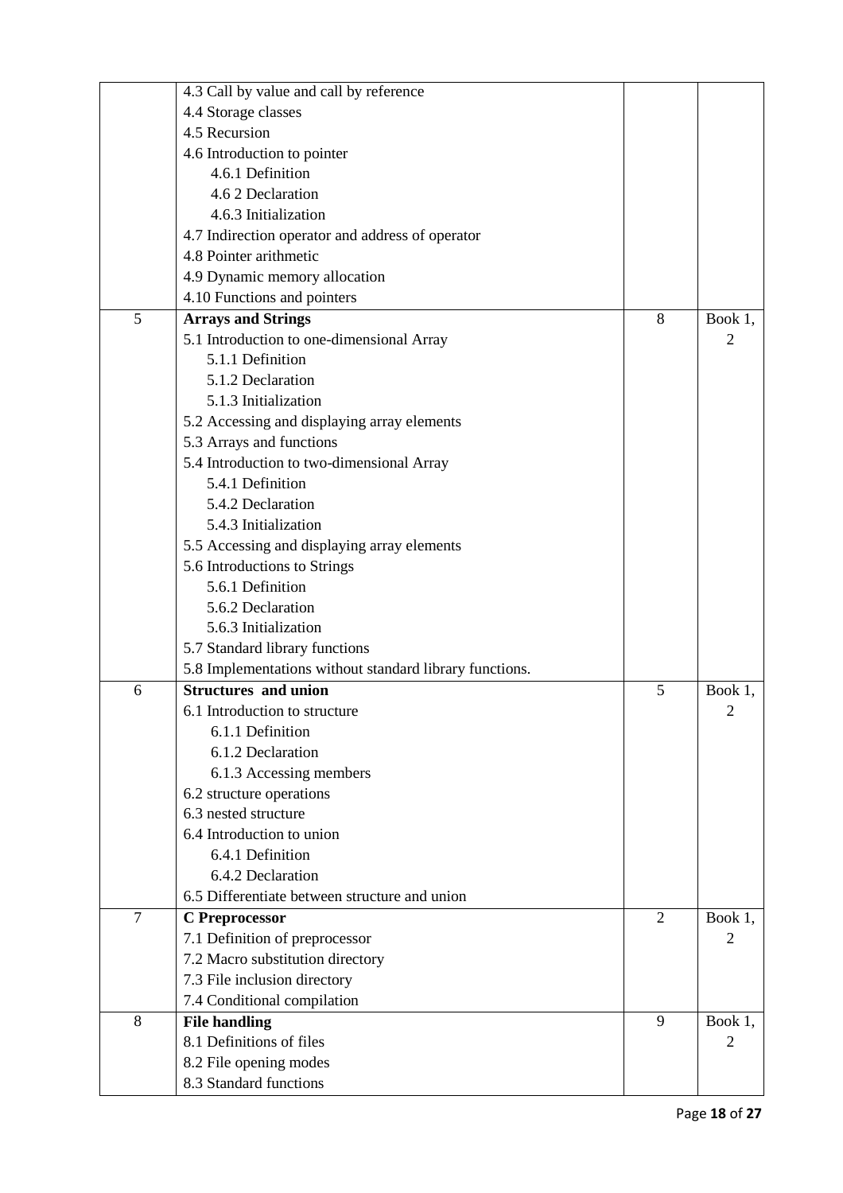| | | | |
|---|---|---|---|
| | 4.3 Call by value and call by reference<br>4.4 Storage classes<br>4.5 Recursion<br>4.6 Introduction to pointer<br>4.6.1 Definition<br>4.6 2 Declaration<br>4.6.3 Initialization<br>4.7 Indirection operator and address of operator<br>4.8 Pointer arithmetic<br>4.9 Dynamic memory allocation<br>4.10 Functions and pointers | | |
| 5 | **Arrays and Strings**<br>5.1 Introduction to one-dimensional Array<br>5.1.1 Definition<br>5.1.2 Declaration<br>5.1.3 Initialization<br>5.2 Accessing and displaying array elements<br>5.3 Arrays and functions<br>5.4 Introduction to two-dimensional Array<br>5.4.1 Definition<br>5.4.2 Declaration<br>5.4.3 Initialization<br>5.5 Accessing and displaying array elements<br>5.6 Introductions to Strings<br>5.6.1 Definition<br>5.6.2 Declaration<br>5.6.3 Initialization<br>5.7 Standard library functions<br>5.8 Implementations without standard library functions. | 8 | Book 1, 2 |
| 6 | **Structures and union**<br>6.1 Introduction to structure<br>6.1.1 Definition<br>6.1.2 Declaration<br>6.1.3 Accessing members<br>6.2 structure operations<br>6.3 nested structure<br>6.4 Introduction to union<br>6.4.1 Definition<br>6.4.2 Declaration<br>6.5 Differentiate between structure and union | 5 | Book 1, 2 |
| 7 | **C Preprocessor**<br>7.1 Definition of preprocessor<br>7.2 Macro substitution directory<br>7.3 File inclusion directory<br>7.4 Conditional compilation | 2 | Book 1, 2 |
| 8 | **File handling**<br>8.1 Definitions of files<br>8.2 File opening modes<br>8.3 Standard functions | 9 | Book 1, 2 |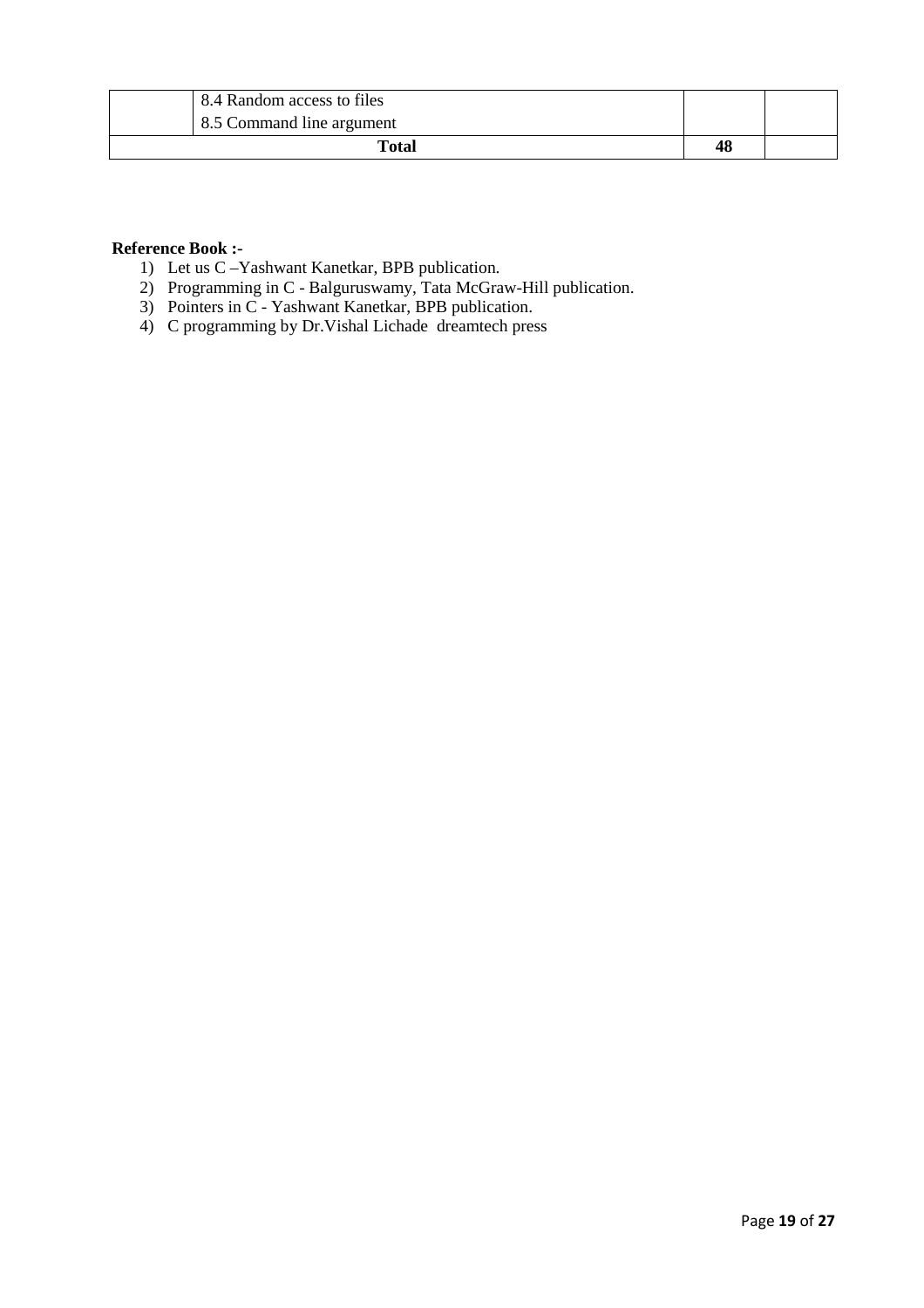| | | | |
|---|---|---|---|
| | 8.4 Random access to files<br>8.5 Command line argument | | |
| **Total** | | **48** | |

**Reference Book :-**

1) Let us C –Yashwant Kanetkar, BPB publication.
2) Programming in C - Balguruswamy, Tata McGraw-Hill publication.
3) Pointers in C - Yashwant Kanetkar, BPB publication.
4) C programming by Dr.Vishal Lichade dreamtech press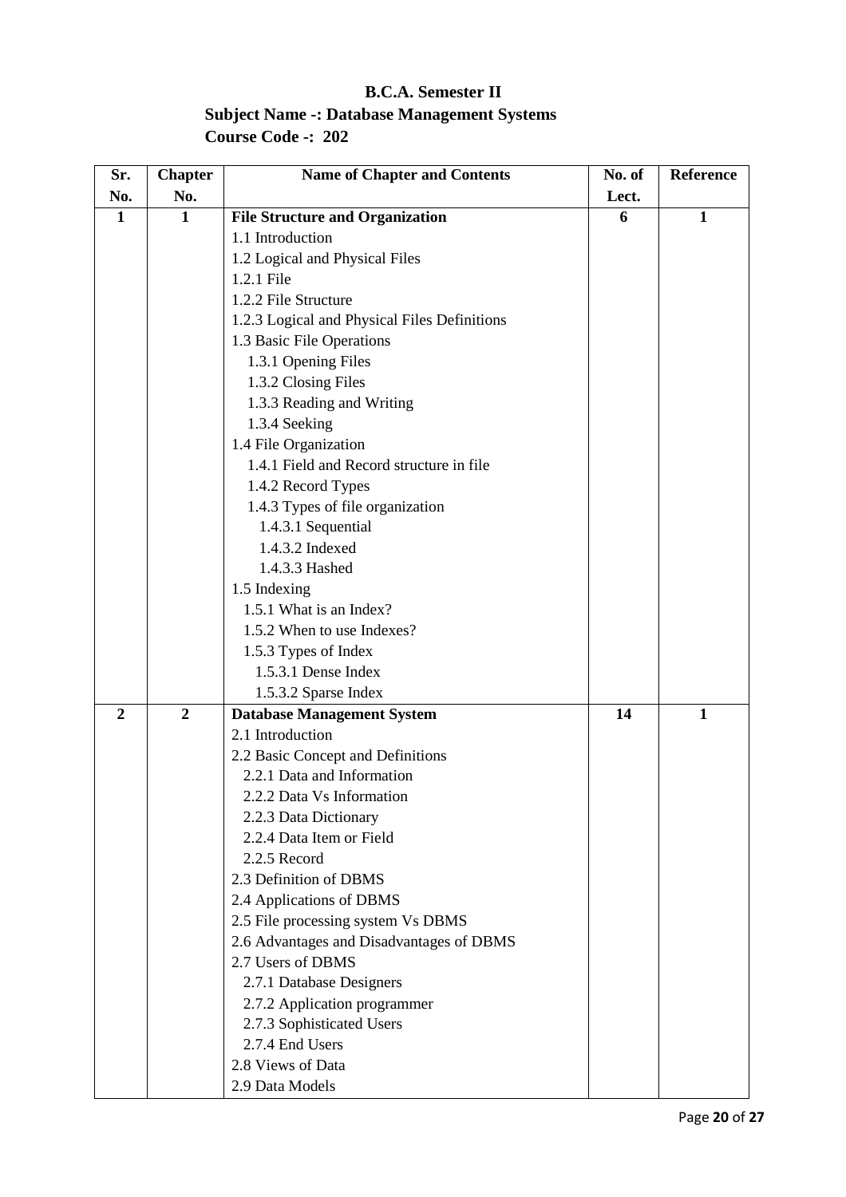**B.C.A. Semester II**

**Subject Name -: Database Management Systems**

**Course Code -: 202**

| Sr. No. | Chapter No. | Name of Chapter and Contents | No. of Lect. | Reference |
|---|---|---|---|---|
| **1** | **1** | **File Structure and Organization**<br>1.1 Introduction<br>1.2 Logical and Physical Files<br>1.2.1 File<br>1.2.2 File Structure<br>1.2.3 Logical and Physical Files Definitions<br>1.3 Basic File Operations<br>1.3.1 Opening Files<br>1.3.2 Closing Files<br>1.3.3 Reading and Writing<br>1.3.4 Seeking<br>1.4 File Organization<br>1.4.1 Field and Record structure in file<br>1.4.2 Record Types<br>1.4.3 Types of file organization<br>1.4.3.1 Sequential<br>1.4.3.2 Indexed<br>1.4.3.3 Hashed<br>1.5 Indexing<br>1.5.1 What is an Index?<br>1.5.2 When to use Indexes?<br>1.5.3 Types of Index<br>1.5.3.1 Dense Index<br>1.5.3.2 Sparse Index | **6** | **1** |
| **2** | **2** | **Database Management System**<br>2.1 Introduction<br>2.2 Basic Concept and Definitions<br>2.2.1 Data and Information<br>2.2.2 Data Vs Information<br>2.2.3 Data Dictionary<br>2.2.4 Data Item or Field<br>2.2.5 Record<br>2.3 Definition of DBMS<br>2.4 Applications of DBMS<br>2.5 File processing system Vs DBMS<br>2.6 Advantages and Disadvantages of DBMS<br>2.7 Users of DBMS<br>2.7.1 Database Designers<br>2.7.2 Application programmer<br>2.7.3 Sophisticated Users<br>2.7.4 End Users<br>2.8 Views of Data<br>2.9 Data Models | **14** | **1** |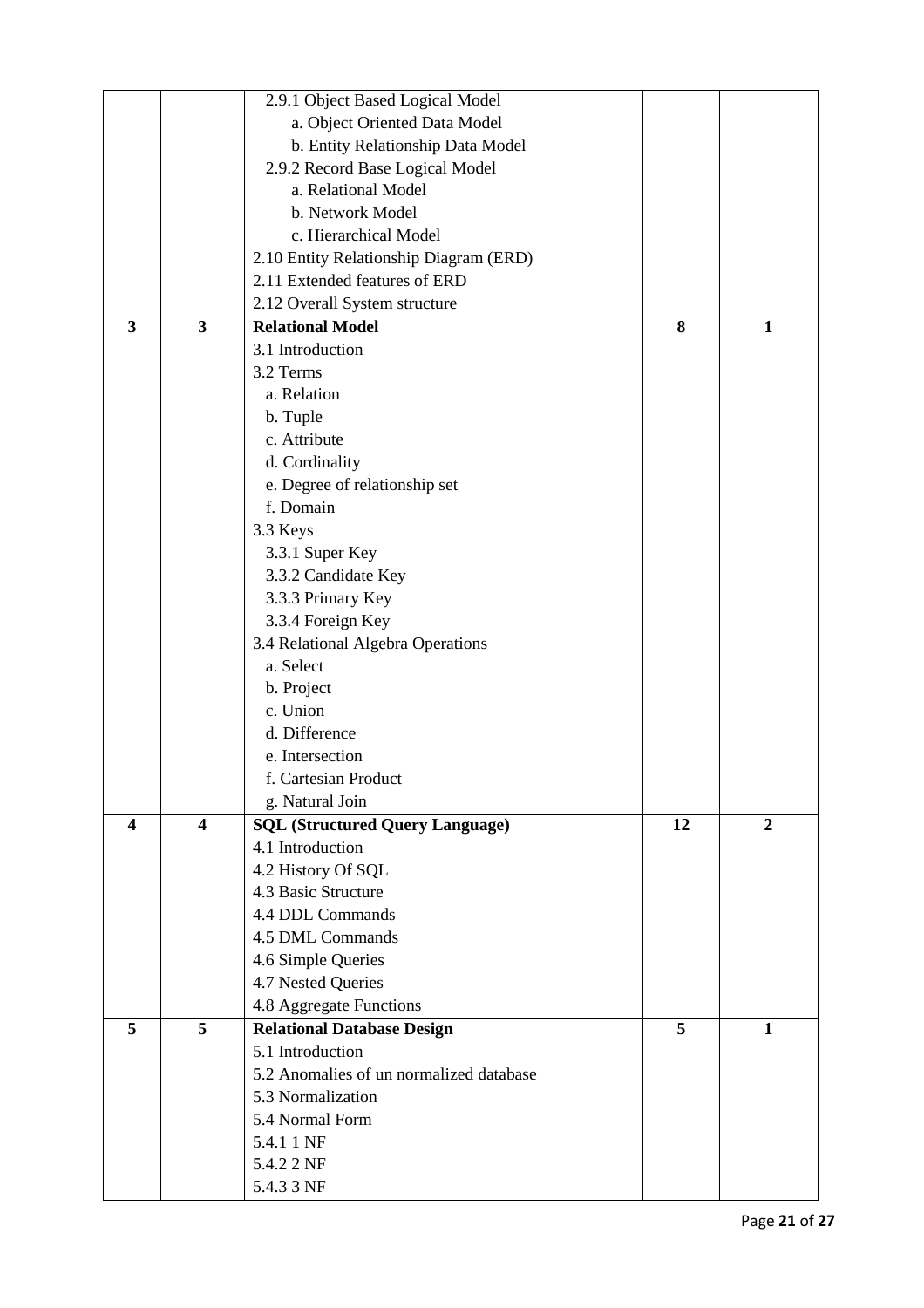| | | | | |
|---|---|---|---|---|
| | | 2.9.1 Object Based Logical Model<br>a. Object Oriented Data Model<br>b. Entity Relationship Data Model<br>2.9.2 Record Base Logical Model<br>a. Relational Model<br>b. Network Model<br>c. Hierarchical Model<br>2.10 Entity Relationship Diagram (ERD)<br>2.11 Extended features of ERD<br>2.12 Overall System structure | | |
| **3** | **3** | **Relational Model**<br>3.1 Introduction<br>3.2 Terms<br>a. Relation<br>b. Tuple<br>c. Attribute<br>d. Cordinality<br>e. Degree of relationship set<br>f. Domain<br>3.3 Keys<br>3.3.1 Super Key<br>3.3.2 Candidate Key<br>3.3.3 Primary Key<br>3.3.4 Foreign Key<br>3.4 Relational Algebra Operations<br>a. Select<br>b. Project<br>c. Union<br>d. Difference<br>e. Intersection<br>f. Cartesian Product<br>g. Natural Join | **8** | **1** |
| **4** | **4** | **SQL (Structured Query Language)**<br>4.1 Introduction<br>4.2 History Of SQL<br>4.3 Basic Structure<br>4.4 DDL Commands<br>4.5 DML Commands<br>4.6 Simple Queries<br>4.7 Nested Queries<br>4.8 Aggregate Functions | **12** | **2** |
| **5** | **5** | **Relational Database Design**<br>5.1 Introduction<br>5.2 Anomalies of un normalized database<br>5.3 Normalization<br>5.4 Normal Form<br>5.4.1 1 NF<br>5.4.2 2 NF<br>5.4.3 3 NF | **5** | **1** |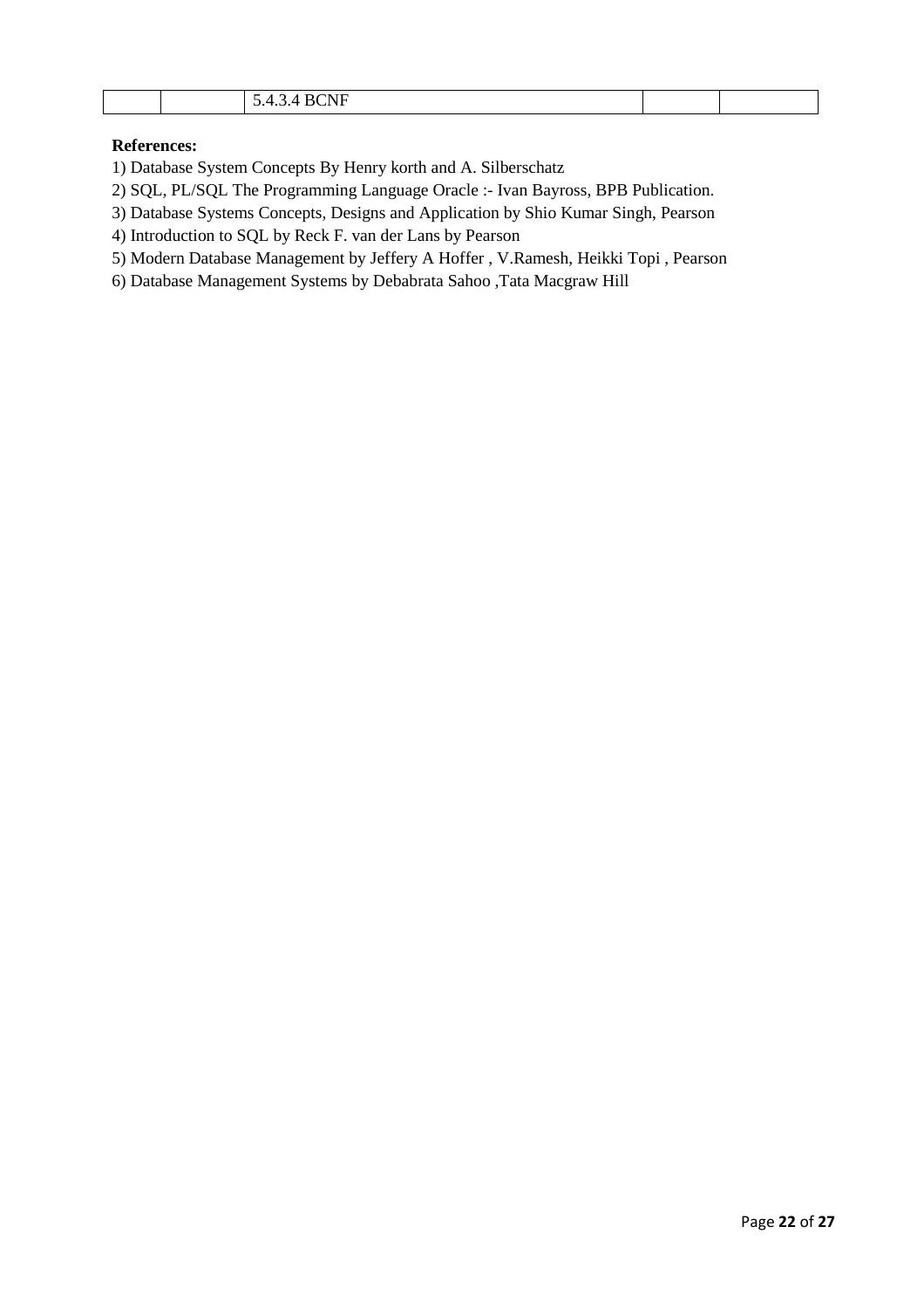| | | | | |
|---|---|---|---|---|
| | | 5.4.3.4 BCNF | | |

**References:**

1) Database System Concepts By Henry korth and A. Silberschatz
2) SQL, PL/SQL The Programming Language Oracle :- Ivan Bayross, BPB Publication.
3) Database Systems Concepts, Designs and Application by Shio Kumar Singh, Pearson
4) Introduction to SQL by Reck F. van der Lans by Pearson
5) Modern Database Management by Jeffery A Hoffer , V.Ramesh, Heikki Topi , Pearson
6) Database Management Systems by Debabrata Sahoo ,Tata Macgraw Hill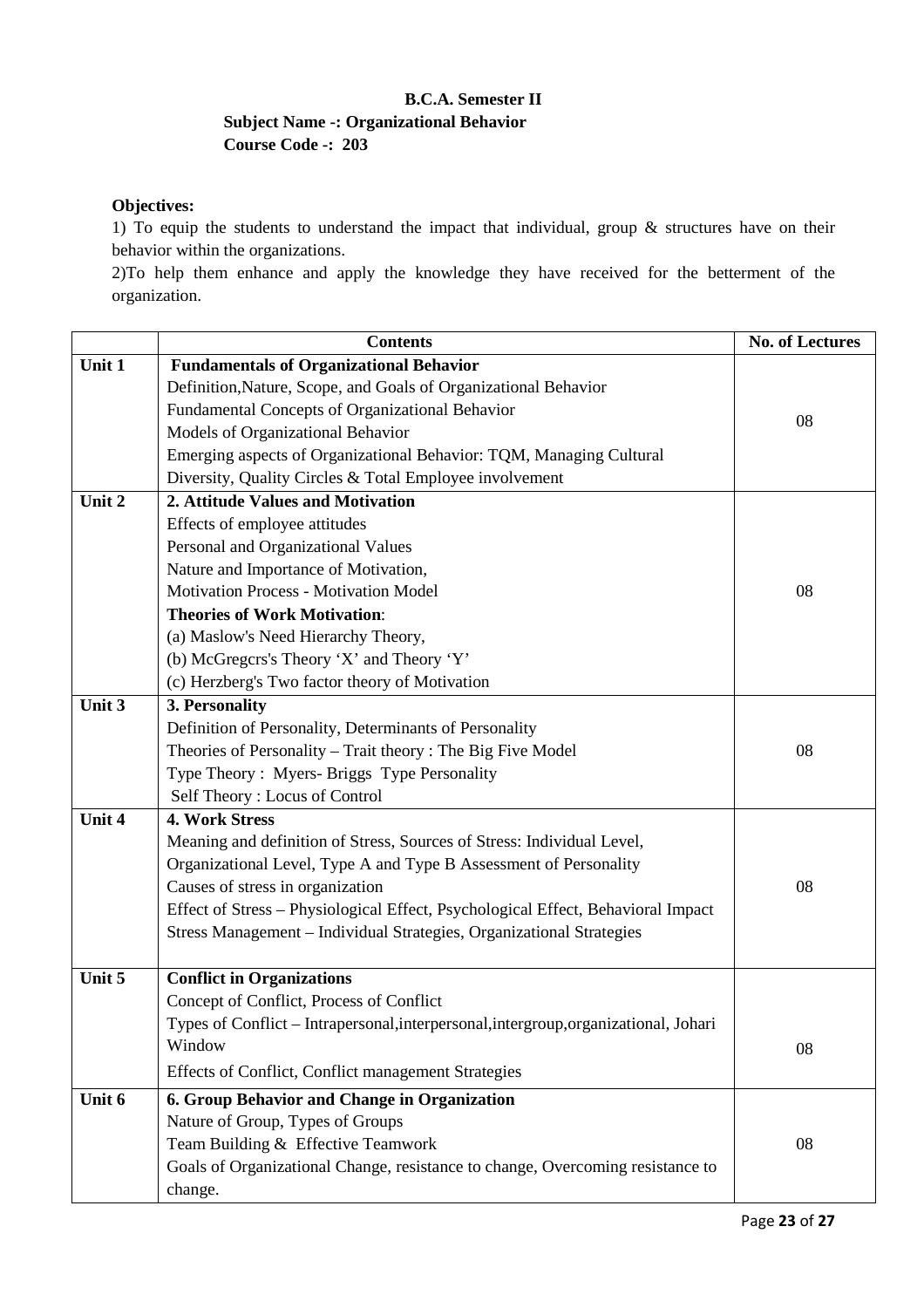**B.C.A. Semester II**

**Subject Name -: Organizational Behavior**

**Course Code -: 203**

**Objectives:**

1) To equip the students to understand the impact that individual, group & structures have on their behavior within the organizations.

2)To help them enhance and apply the knowledge they have received for the betterment of the organization.

| | Contents | No. of Lectures |
|---|---|---|
| Unit 1 | **Fundamentals of Organizational Behavior**<br>Definition,Nature, Scope, and Goals of Organizational Behavior<br>Fundamental Concepts of Organizational Behavior<br>Models of Organizational Behavior<br>Emerging aspects of Organizational Behavior: TQM, Managing Cultural Diversity, Quality Circles & Total Employee involvement | 08 |
| Unit 2 | **2. Attitude Values and Motivation**<br>Effects of employee attitudes<br>Personal and Organizational Values<br>Nature and Importance of Motivation,<br>Motivation Process - Motivation Model<br>**Theories of Work Motivation**:<br>(a) Maslow's Need Hierarchy Theory,<br>(b) McGregcrs's Theory 'X' and Theory 'Y'<br>(c) Herzberg's Two factor theory of Motivation | 08 |
| Unit 3 | **3. Personality**<br>Definition of Personality, Determinants of Personality<br>Theories of Personality – Trait theory : The Big Five Model<br>Type Theory : Myers- Briggs Type Personality<br>Self Theory : Locus of Control | 08 |
| Unit 4 | **4. Work Stress**<br>Meaning and definition of Stress, Sources of Stress: Individual Level, Organizational Level, Type A and Type B Assessment of Personality<br>Causes of stress in organization<br>Effect of Stress – Physiological Effect, Psychological Effect, Behavioral Impact<br>Stress Management – Individual Strategies, Organizational Strategies | 08 |
| Unit 5 | **Conflict in Organizations**<br>Concept of Conflict, Process of Conflict<br>Types of Conflict – Intrapersonal,interpersonal,intergroup,organizational, Johari Window<br>Effects of Conflict, Conflict management Strategies | 08 |
| Unit 6 | **6. Group Behavior and Change in Organization**<br>Nature of Group, Types of Groups<br>Team Building & Effective Teamwork<br>Goals of Organizational Change, resistance to change, Overcoming resistance to change. | 08 |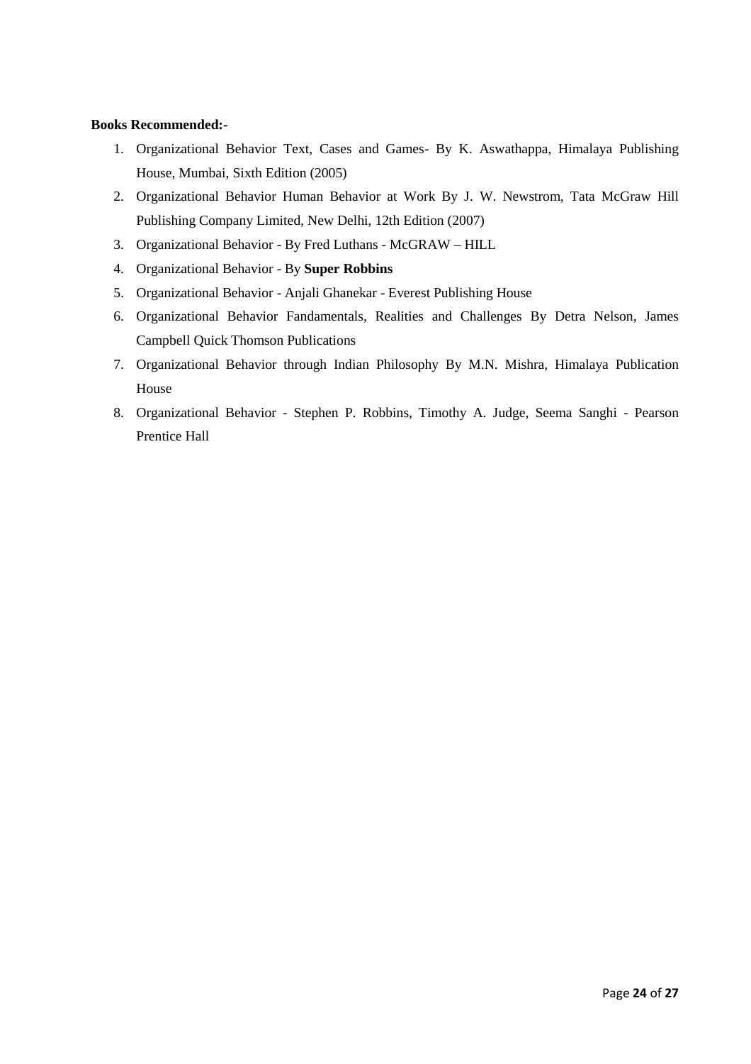**Books Recommended:-**

1. Organizational Behavior Text, Cases and Games- By K. Aswathappa, Himalaya Publishing House, Mumbai, Sixth Edition (2005)
2. Organizational Behavior Human Behavior at Work By J. W. Newstrom, Tata McGraw Hill Publishing Company Limited, New Delhi, 12th Edition (2007)
3. Organizational Behavior - By Fred Luthans - McGRAW – HILL
4. Organizational Behavior - By **Super Robbins**
5. Organizational Behavior - Anjali Ghanekar - Everest Publishing House
6. Organizational Behavior Fandamentals, Realities and Challenges By Detra Nelson, James Campbell Quick Thomson Publications
7. Organizational Behavior through Indian Philosophy By M.N. Mishra, Himalaya Publication House
8. Organizational Behavior - Stephen P. Robbins, Timothy A. Judge, Seema Sanghi - Pearson Prentice Hall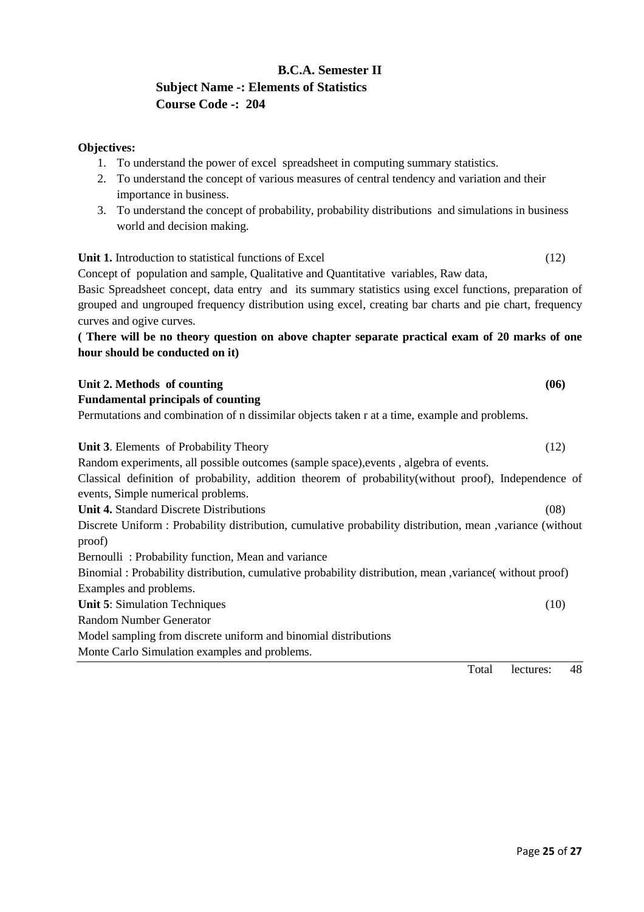# B.C.A. Semester II

## Subject Name -: Elements of Statistics

## Course Code -: 204

**Objectives:**

1. To understand the power of excel spreadsheet in computing summary statistics.
2. To understand the concept of various measures of central tendency and variation and their importance in business.
3. To understand the concept of probability, probability distributions and simulations in business world and decision making.

**Unit 1.** Introduction to statistical functions of Excel (12)

Concept of population and sample, Qualitative and Quantitative variables, Raw data, Basic Spreadsheet concept, data entry and its summary statistics using excel functions, preparation of grouped and ungrouped frequency distribution using excel, creating bar charts and pie chart, frequency curves and ogive curves.

**( There will be no theory question on above chapter separate practical exam of 20 marks of one hour should be conducted on it)**

**Unit 2. Methods of counting (06)**

**Fundamental principals of counting**

Permutations and combination of n dissimilar objects taken r at a time, example and problems.

**Unit 3**. Elements of Probability Theory (12)

Random experiments, all possible outcomes (sample space),events , algebra of events.

Classical definition of probability, addition theorem of probability(without proof), Independence of events, Simple numerical problems.

**Unit 4.** Standard Discrete Distributions (08)

Discrete Uniform : Probability distribution, cumulative probability distribution, mean ,variance (without proof)

Bernoulli : Probability function, Mean and variance

Binomial : Probability distribution, cumulative probability distribution, mean ,variance( without proof)

Examples and problems.

**Unit 5**: Simulation Techniques (10)

Random Number Generator

Model sampling from discrete uniform and binomial distributions

Monte Carlo Simulation examples and problems.

Total lectures: 48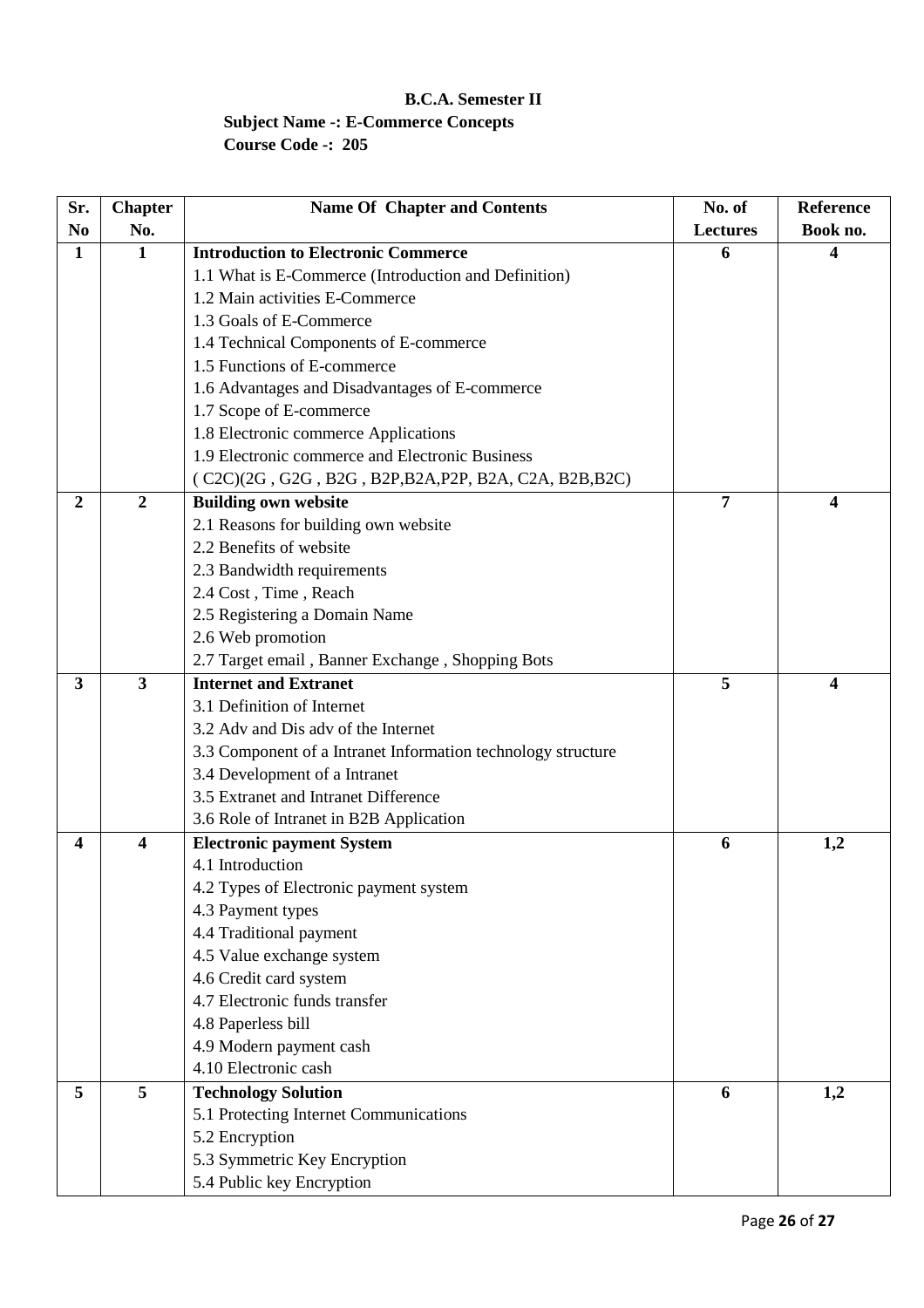**B.C.A. Semester II**

**Subject Name -: E-Commerce Concepts**

**Course Code -: 205**

| Sr. No | Chapter No. | Name Of Chapter and Contents | No. of Lectures | Reference Book no. |
|---|---|---|---|---|
| **1** | **1** | **Introduction to Electronic Commerce**<br>1.1 What is E-Commerce (Introduction and Definition)<br>1.2 Main activities E-Commerce<br>1.3 Goals of E-Commerce<br>1.4 Technical Components of E-commerce<br>1.5 Functions of E-commerce<br>1.6 Advantages and Disadvantages of E-commerce<br>1.7 Scope of E-commerce<br>1.8 Electronic commerce Applications<br>1.9 Electronic commerce and Electronic Business<br>( C2C)(2G , G2G , B2G , B2P,B2A,P2P, B2A, C2A, B2B,B2C) | **6** | **4** |
| **2** | **2** | **Building own website**<br>2.1 Reasons for building own website<br>2.2 Benefits of website<br>2.3 Bandwidth requirements<br>2.4 Cost , Time , Reach<br>2.5 Registering a Domain Name<br>2.6 Web promotion<br>2.7 Target email , Banner Exchange , Shopping Bots | **7** | **4** |
| **3** | **3** | **Internet and Extranet**<br>3.1 Definition of Internet<br>3.2 Adv and Dis adv of the Internet<br>3.3 Component of a Intranet Information technology structure<br>3.4 Development of a Intranet<br>3.5 Extranet and Intranet Difference<br>3.6 Role of Intranet in B2B Application | **5** | **4** |
| **4** | **4** | **Electronic payment System**<br>4.1 Introduction<br>4.2 Types of Electronic payment system<br>4.3 Payment types<br>4.4 Traditional payment<br>4.5 Value exchange system<br>4.6 Credit card system<br>4.7 Electronic funds transfer<br>4.8 Paperless bill<br>4.9 Modern payment cash<br>4.10 Electronic cash | **6** | **1,2** |
| **5** | **5** | **Technology Solution**<br>5.1 Protecting Internet Communications<br>5.2 Encryption<br>5.3 Symmetric Key Encryption<br>5.4 Public key Encryption | **6** | **1,2** |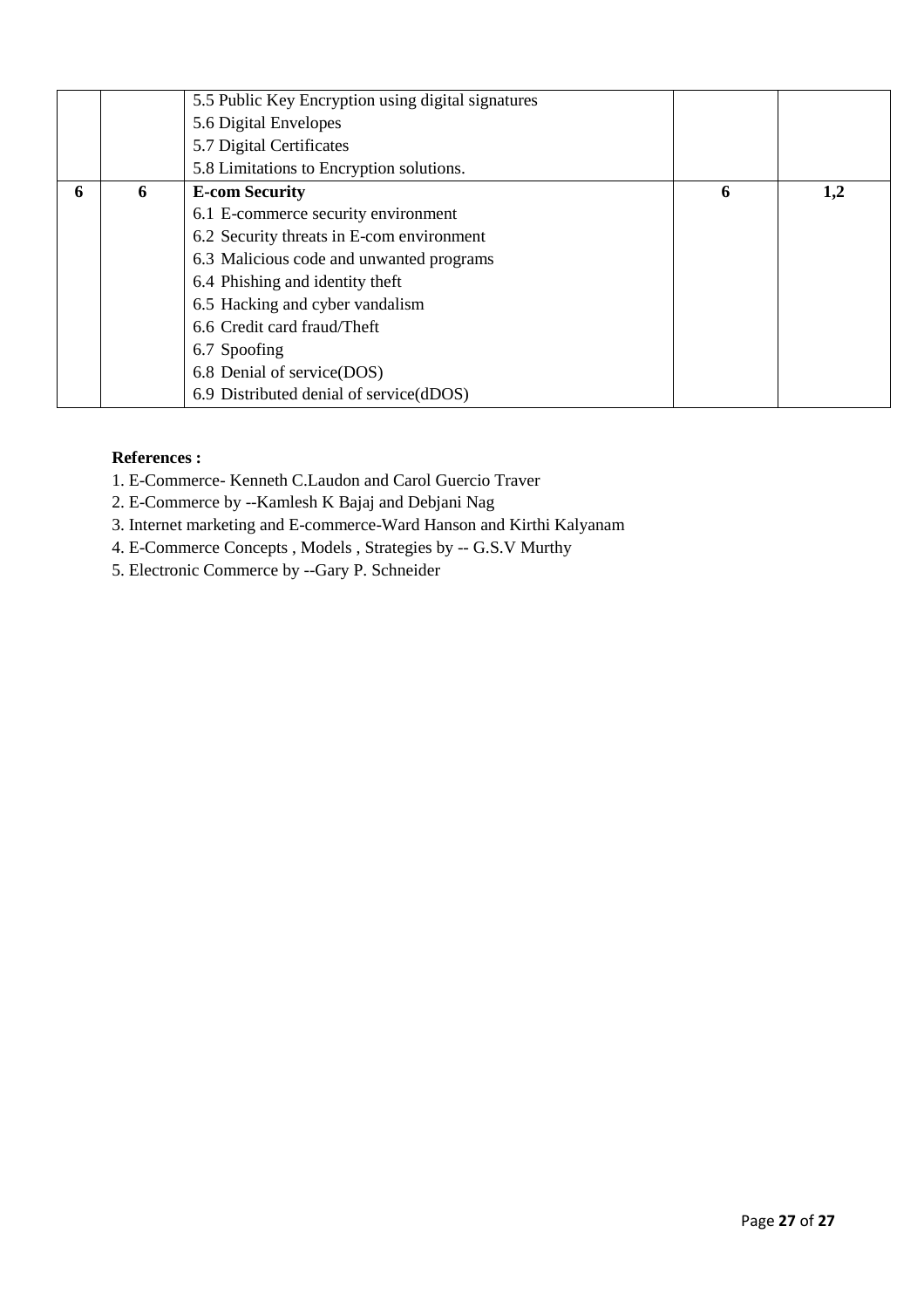| | | | | |
|---|---|---|---|---|
| | | 5.5 Public Key Encryption using digital signatures<br>5.6 Digital Envelopes<br>5.7 Digital Certificates<br>5.8 Limitations to Encryption solutions. | | |
| **6** | **6** | **E-com Security**<br>6.1 E-commerce security environment<br>6.2 Security threats in E-com environment<br>6.3 Malicious code and unwanted programs<br>6.4 Phishing and identity theft<br>6.5 Hacking and cyber vandalism<br>6.6 Credit card fraud/Theft<br>6.7 Spoofing<br>6.8 Denial of service(DOS)<br>6.9 Distributed denial of service(dDOS) | **6** | **1,2** |

**References :**

1. E-Commerce- Kenneth C.Laudon and Carol Guercio Traver
2. E-Commerce by --Kamlesh K Bajaj and Debjani Nag
3. Internet marketing and E-commerce-Ward Hanson and Kirthi Kalyanam
4. E-Commerce Concepts , Models , Strategies by -- G.S.V Murthy
5. Electronic Commerce by --Gary P. Schneider